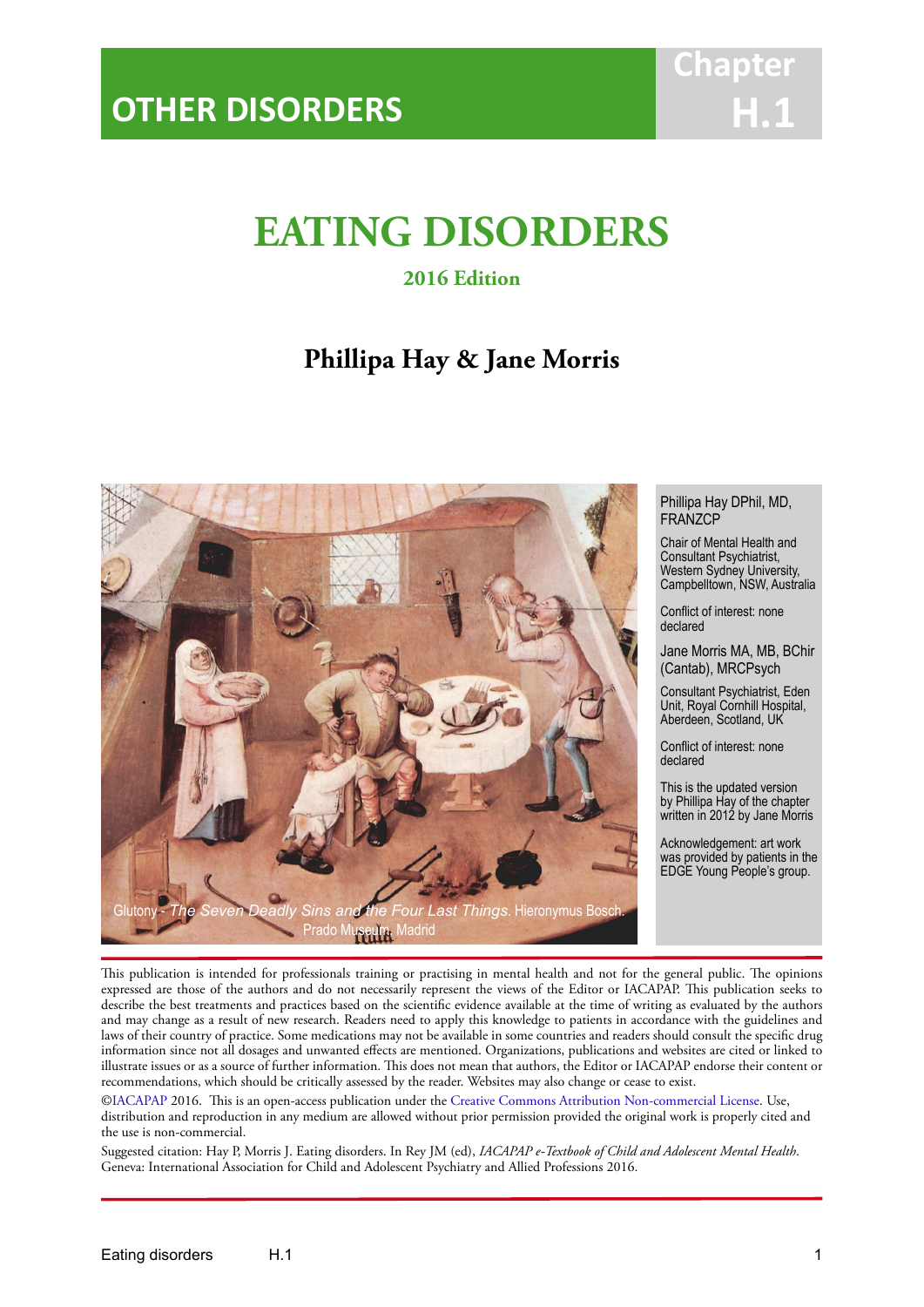OTHER DISORDERS

Chapter H.1

# EATING DISORDERS

**2016 Edition**

## Phillipa Hay & Jane Morris

Glutony - *The Seven Deadly Sins and the Four Last Things*. Hieronymus Bosch. Prado Museum, Madrid

Phillipa Hay DPhil, MD, FRANZCP

Chair of Mental Health and Consultant Psychiatrist, Western Sydney University, Campbelltown, NSW, Australia

Conflict of interest: none declared

Jane Morris MA, MB, BChir (Cantab), MRCPsych

Consultant Psychiatrist, Eden Unit, Royal Cornhill Hospital, Aberdeen, Scotland, UK

Conflict of interest: none declared

This is the updated version by Phillipa Hay of the chapter written in 2012 by Jane Morris

Acknowledgement: art work was provided by patients in the EDGE Young People's group.

This publication is intended for professionals training or practising in mental health and not for the general public. The opinions expressed are those of the authors and do not necessarily represent the views of the Editor or IACAPAP. This publication seeks to describe the best treatments and practices based on the scientific evidence available at the time of writing as evaluated by the authors and may change as a result of new research. Readers need to apply this knowledge to patients in accordance with the guidelines and laws of their country of practice. Some medications may not be available in some countries and readers should consult the specific drug information since not all dosages and unwanted effects are mentioned. Organizations, publications and websites are cited or linked to illustrate issues or as a source of further information. This does not mean that authors, the Editor or IACAPAP endorse their content or recommendations, which should be critically assessed by the reader. Websites may also change or cease to exist.

©IACAPAP 2016. This is an open-access publication under the Creative Commons Attribution Non-commercial License. Use, distribution and reproduction in any medium are allowed without prior permission provided the original work is properly cited and the use is non-commercial.

Suggested citation: Hay P, Morris J. Eating disorders. In Rey JM (ed), *IACAPAP e-Textbook of Child and Adolescent Mental Health*. Geneva: International Association for Child and Adolescent Psychiatry and Allied Professions 2016.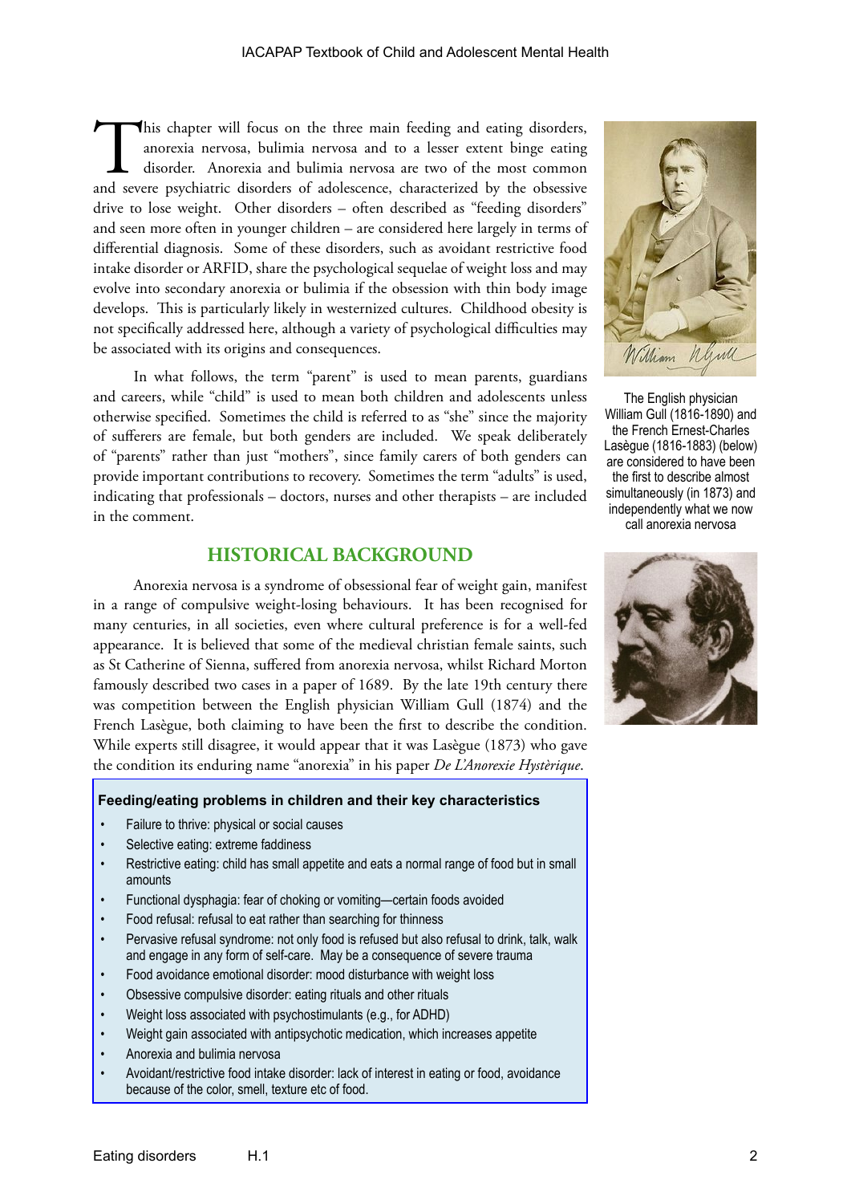This chapter will focus on the three main feeding and eating disorders, anorexia nervosa, bulimia nervosa and to a lesser extent binge eating disorder. Anorexia and bulimia nervosa are two of the most common and severe psychiatric disorders of adolescence, characterized by the obsessive drive to lose weight. Other disorders – often described as "feeding disorders" and seen more often in younger children – are considered here largely in terms of differential diagnosis. Some of these disorders, such as avoidant restrictive food intake disorder or ARFID, share the psychological sequelae of weight loss and may evolve into secondary anorexia or bulimia if the obsession with thin body image develops. This is particularly likely in westernized cultures. Childhood obesity is not specifically addressed here, although a variety of psychological difficulties may be associated with its origins and consequences.

In what follows, the term "parent" is used to mean parents, guardians and careers, while "child" is used to mean both children and adolescents unless otherwise specified. Sometimes the child is referred to as "she" since the majority of sufferers are female, but both genders are included. We speak deliberately of "parents" rather than just "mothers", since family carers of both genders can provide important contributions to recovery. Sometimes the term "adults" is used, indicating that professionals – doctors, nurses and other therapists – are included in the comment.

The English physician William Gull (1816-1890) and the French Ernest-Charles Lasègue (1816-1883) (below) are considered to have been the first to describe almost simultaneously (in 1873) and independently what we now call anorexia nervosa

## HISTORICAL BACKGROUND

Anorexia nervosa is a syndrome of obsessional fear of weight gain, manifest in a range of compulsive weight-losing behaviours. It has been recognised for many centuries, in all societies, even where cultural preference is for a well-fed appearance. It is believed that some of the medieval christian female saints, such as St Catherine of Sienna, suffered from anorexia nervosa, whilst Richard Morton famously described two cases in a paper of 1689. By the late 19th century there was competition between the English physician William Gull (1874) and the French Lasègue, both claiming to have been the first to describe the condition. While experts still disagree, it would appear that it was Lasègue (1873) who gave the condition its enduring name "anorexia" in his paper *De L'Anorexie Hystèrique*.

**Feeding/eating problems in children and their key characteristics**

- Failure to thrive: physical or social causes
- Selective eating: extreme faddiness
- Restrictive eating: child has small appetite and eats a normal range of food but in small amounts
- Functional dysphagia: fear of choking or vomiting—certain foods avoided
- Food refusal: refusal to eat rather than searching for thinness
- Pervasive refusal syndrome: not only food is refused but also refusal to drink, talk, walk and engage in any form of self-care. May be a consequence of severe trauma
- Food avoidance emotional disorder: mood disturbance with weight loss
- Obsessive compulsive disorder: eating rituals and other rituals
- Weight loss associated with psychostimulants (e.g., for ADHD)
- Weight gain associated with antipsychotic medication, which increases appetite
- Anorexia and bulimia nervosa
- Avoidant/restrictive food intake disorder: lack of interest in eating or food, avoidance because of the color, smell, texture etc of food.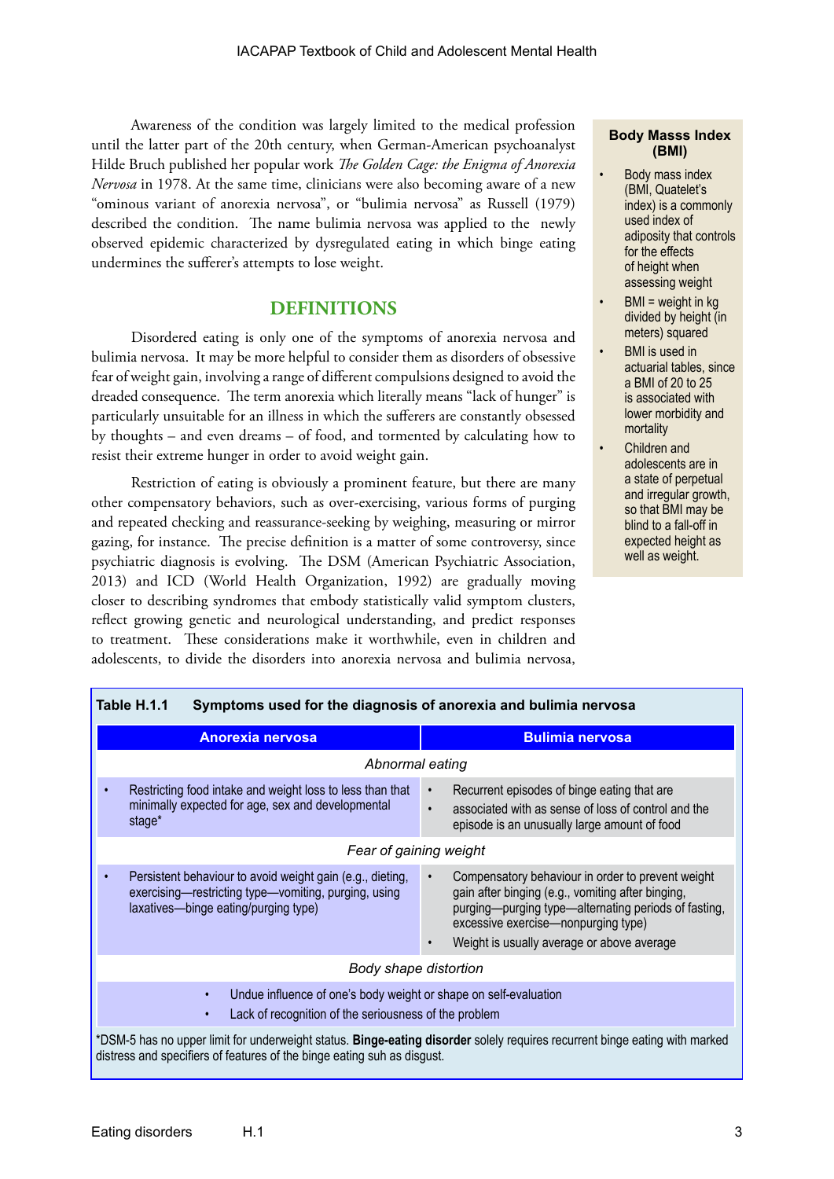Awareness of the condition was largely limited to the medical profession until the latter part of the 20th century, when German-American psychoanalyst Hilde Bruch published her popular work *The Golden Cage: the Enigma of Anorexia Nervosa* in 1978. At the same time, clinicians were also becoming aware of a new "ominous variant of anorexia nervosa", or "bulimia nervosa" as Russell (1979) described the condition. The name bulimia nervosa was applied to the newly observed epidemic characterized by dysregulated eating in which binge eating undermines the sufferer's attempts to lose weight.

## DEFINITIONS

Disordered eating is only one of the symptoms of anorexia nervosa and bulimia nervosa. It may be more helpful to consider them as disorders of obsessive fear of weight gain, involving a range of different compulsions designed to avoid the dreaded consequence. The term anorexia which literally means "lack of hunger" is particularly unsuitable for an illness in which the sufferers are constantly obsessed by thoughts – and even dreams – of food, and tormented by calculating how to resist their extreme hunger in order to avoid weight gain.

Restriction of eating is obviously a prominent feature, but there are many other compensatory behaviors, such as over-exercising, various forms of purging and repeated checking and reassurance-seeking by weighing, measuring or mirror gazing, for instance. The precise definition is a matter of some controversy, since psychiatric diagnosis is evolving. The DSM (American Psychiatric Association, 2013) and ICD (World Health Organization, 1992) are gradually moving closer to describing syndromes that embody statistically valid symptom clusters, reflect growing genetic and neurological understanding, and predict responses to treatment. These considerations make it worthwhile, even in children and adolescents, to divide the disorders into anorexia nervosa and bulimia nervosa,

**Body Masss Index (BMI)**

- Body mass index (BMI, Quatelet's index) is a commonly used index of adiposity that controls for the effects of height when assessing weight
- BMI = weight in kg divided by height (in meters) squared
- BMI is used in actuarial tables, since a BMI of 20 to 25 is associated with lower morbidity and mortality
- Children and adolescents are in a state of perpetual and irregular growth, so that BMI may be blind to a fall-off in expected height as well as weight.

**Table H.1.1 Symptoms used for the diagnosis of anorexia and bulimia nervosa**

| Anorexia nervosa | Bulimia nervosa |
|---|---|
| *Abnormal eating* | |
| • Restricting food intake and weight loss to less than that minimally expected for age, sex and developmental stage* | • Recurrent episodes of binge eating that are<br>• associated with as sense of loss of control and the episode is an unusually large amount of food |
| *Fear of gaining weight* | |
| • Persistent behaviour to avoid weight gain (e.g., dieting, exercising—restricting type—vomiting, purging, using laxatives—binge eating/purging type) | • Compensatory behaviour in order to prevent weight gain after binging (e.g., vomiting after binging, purging—purging type—alternating periods of fasting, excessive exercise—nonpurging type)<br>• Weight is usually average or above average |
| *Body shape distortion* | |
| • Undue influence of one's body weight or shape on self-evaluation<br>• Lack of recognition of the seriousness of the problem | |

*DSM-5 has no upper limit for underweight status. **Binge-eating disorder** solely requires recurrent binge eating with marked distress and specifiers of features of the binge eating suh as disgust.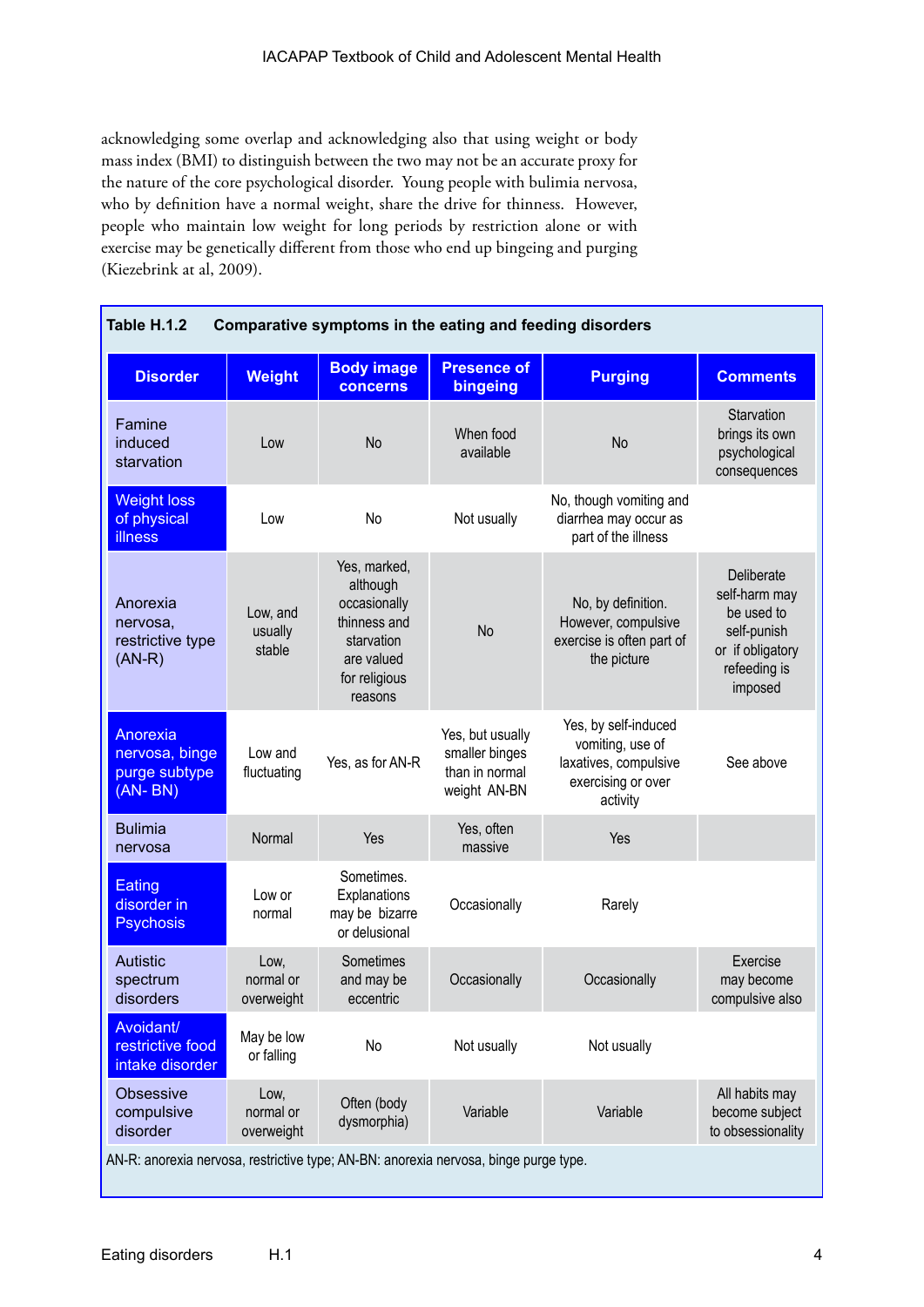acknowledging some overlap and acknowledging also that using weight or body mass index (BMI) to distinguish between the two may not be an accurate proxy for the nature of the core psychological disorder. Young people with bulimia nervosa, who by definition have a normal weight, share the drive for thinness. However, people who maintain low weight for long periods by restriction alone or with exercise may be genetically different from those who end up bingeing and purging (Kiezebrink at al, 2009).

**Table H.1.2 Comparative symptoms in the eating and feeding disorders**

| Disorder | Weight | Body image concerns | Presence of bingeing | Purging | Comments |
|---|---|---|---|---|---|
| Famine induced starvation | Low | No | When food available | No | Starvation brings its own psychological consequences |
| Weight loss of physical illness | Low | No | Not usually | No, though vomiting and diarrhea may occur as part of the illness | |
| Anorexia nervosa, restrictive type (AN-R) | Low, and usually stable | Yes, marked, although occasionally thinness and starvation are valued for religious reasons | No | No, by definition. However, compulsive exercise is often part of the picture | Deliberate self-harm may be used to self-punish or if obligatory refeeding is imposed |
| Anorexia nervosa, binge purge subtype (AN- BN) | Low and fluctuating | Yes, as for AN-R | Yes, but usually smaller binges than in normal weight AN-BN | Yes, by self-induced vomiting, use of laxatives, compulsive exercising or over activity | See above |
| Bulimia nervosa | Normal | Yes | Yes, often massive | Yes | |
| Eating disorder in Psychosis | Low or normal | Sometimes. Explanations may be bizarre or delusional | Occasionally | Rarely | |
| Autistic spectrum disorders | Low, normal or overweight | Sometimes and may be eccentric | Occasionally | Occasionally | Exercise may become compulsive also |
| Avoidant/ restrictive food intake disorder | May be low or falling | No | Not usually | Not usually | |
| Obsessive compulsive disorder | Low, normal or overweight | Often (body dysmorphia) | Variable | Variable | All habits may become subject to obsessionality |

AN-R: anorexia nervosa, restrictive type; AN-BN: anorexia nervosa, binge purge type.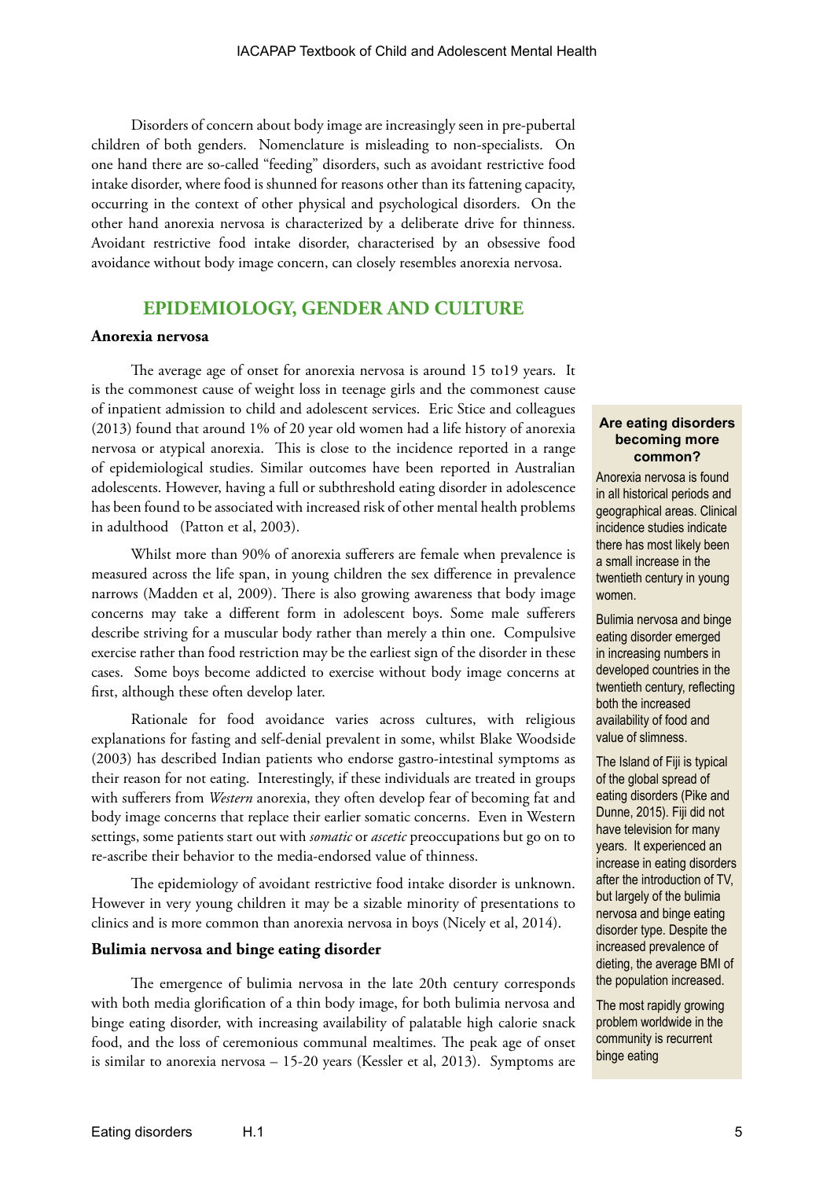Disorders of concern about body image are increasingly seen in pre-pubertal children of both genders. Nomenclature is misleading to non-specialists. On one hand there are so-called "feeding" disorders, such as avoidant restrictive food intake disorder, where food is shunned for reasons other than its fattening capacity, occurring in the context of other physical and psychological disorders. On the other hand anorexia nervosa is characterized by a deliberate drive for thinness. Avoidant restrictive food intake disorder, characterised by an obsessive food avoidance without body image concern, can closely resembles anorexia nervosa.

## EPIDEMIOLOGY, GENDER AND CULTURE

### Anorexia nervosa

The average age of onset for anorexia nervosa is around 15 to19 years. It is the commonest cause of weight loss in teenage girls and the commonest cause of inpatient admission to child and adolescent services. Eric Stice and colleagues (2013) found that around 1% of 20 year old women had a life history of anorexia nervosa or atypical anorexia. This is close to the incidence reported in a range of epidemiological studies. Similar outcomes have been reported in Australian adolescents. However, having a full or subthreshold eating disorder in adolescence has been found to be associated with increased risk of other mental health problems in adulthood (Patton et al, 2003).

Whilst more than 90% of anorexia sufferers are female when prevalence is measured across the life span, in young children the sex difference in prevalence narrows (Madden et al, 2009). There is also growing awareness that body image concerns may take a different form in adolescent boys. Some male sufferers describe striving for a muscular body rather than merely a thin one. Compulsive exercise rather than food restriction may be the earliest sign of the disorder in these cases. Some boys become addicted to exercise without body image concerns at first, although these often develop later.

Rationale for food avoidance varies across cultures, with religious explanations for fasting and self-denial prevalent in some, whilst Blake Woodside (2003) has described Indian patients who endorse gastro-intestinal symptoms as their reason for not eating. Interestingly, if these individuals are treated in groups with sufferers from *Western* anorexia, they often develop fear of becoming fat and body image concerns that replace their earlier somatic concerns. Even in Western settings, some patients start out with *somatic* or *ascetic* preoccupations but go on to re-ascribe their behavior to the media-endorsed value of thinness.

The epidemiology of avoidant restrictive food intake disorder is unknown. However in very young children it may be a sizable minority of presentations to clinics and is more common than anorexia nervosa in boys (Nicely et al, 2014).

### Bulimia nervosa and binge eating disorder

The emergence of bulimia nervosa in the late 20th century corresponds with both media glorification of a thin body image, for both bulimia nervosa and binge eating disorder, with increasing availability of palatable high calorie snack food, and the loss of ceremonious communal mealtimes. The peak age of onset is similar to anorexia nervosa – 15-20 years (Kessler et al, 2013). Symptoms are

**Are eating disorders becoming more common?**

Anorexia nervosa is found in all historical periods and geographical areas. Clinical incidence studies indicate there has most likely been a small increase in the twentieth century in young women.

Bulimia nervosa and binge eating disorder emerged in increasing numbers in developed countries in the twentieth century, reflecting both the increased availability of food and value of slimness.

The Island of Fiji is typical of the global spread of eating disorders (Pike and Dunne, 2015). Fiji did not have television for many years. It experienced an increase in eating disorders after the introduction of TV, but largely of the bulimia nervosa and binge eating disorder type. Despite the increased prevalence of dieting, the average BMI of the population increased.

The most rapidly growing problem worldwide in the community is recurrent binge eating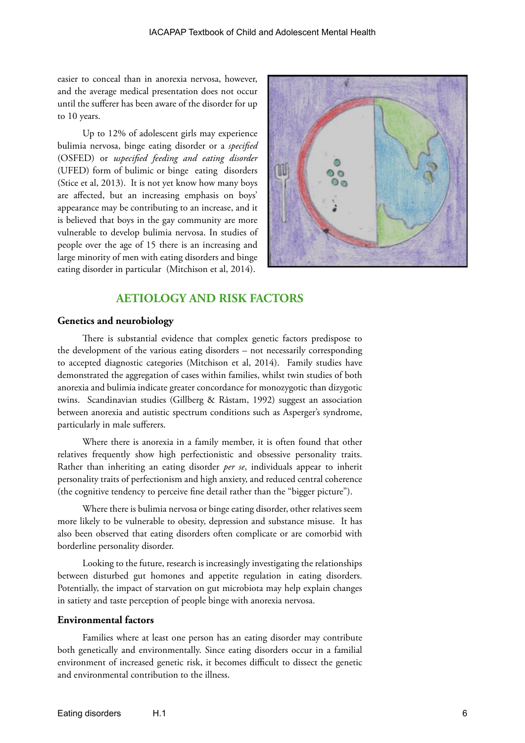easier to conceal than in anorexia nervosa, however, and the average medical presentation does not occur until the sufferer has been aware of the disorder for up to 10 years.

Up to 12% of adolescent girls may experience bulimia nervosa, binge eating disorder or a *specified* (OSFED) or *uspecified feeding and eating disorder* (UFED) form of bulimic or binge eating disorders (Stice et al, 2013). It is not yet know how many boys are affected, but an increasing emphasis on boys' appearance may be contributing to an increase, and it is believed that boys in the gay community are more vulnerable to develop bulimia nervosa. In studies of people over the age of 15 there is an increasing and large minority of men with eating disorders and binge eating disorder in particular (Mitchison et al, 2014).

## AETIOLOGY AND RISK FACTORS

### Genetics and neurobiology

There is substantial evidence that complex genetic factors predispose to the development of the various eating disorders – not necessarily corresponding to accepted diagnostic categories (Mitchison et al, 2014). Family studies have demonstrated the aggregation of cases within families, whilst twin studies of both anorexia and bulimia indicate greater concordance for monozygotic than dizygotic twins. Scandinavian studies (Gillberg & Råstam, 1992) suggest an association between anorexia and autistic spectrum conditions such as Asperger's syndrome, particularly in male sufferers.

Where there is anorexia in a family member, it is often found that other relatives frequently show high perfectionistic and obsessive personality traits. Rather than inheriting an eating disorder *per se*, individuals appear to inherit personality traits of perfectionism and high anxiety, and reduced central coherence (the cognitive tendency to perceive fine detail rather than the "bigger picture").

Where there is bulimia nervosa or binge eating disorder, other relatives seem more likely to be vulnerable to obesity, depression and substance misuse. It has also been observed that eating disorders often complicate or are comorbid with borderline personality disorder.

Looking to the future, research is increasingly investigating the relationships between disturbed gut homones and appetite regulation in eating disorders. Potentially, the impact of starvation on gut microbiota may help explain changes in satiety and taste perception of people binge with anorexia nervosa.

### Environmental factors

Families where at least one person has an eating disorder may contribute both genetically and environmentally. Since eating disorders occur in a familial environment of increased genetic risk, it becomes difficult to dissect the genetic and environmental contribution to the illness.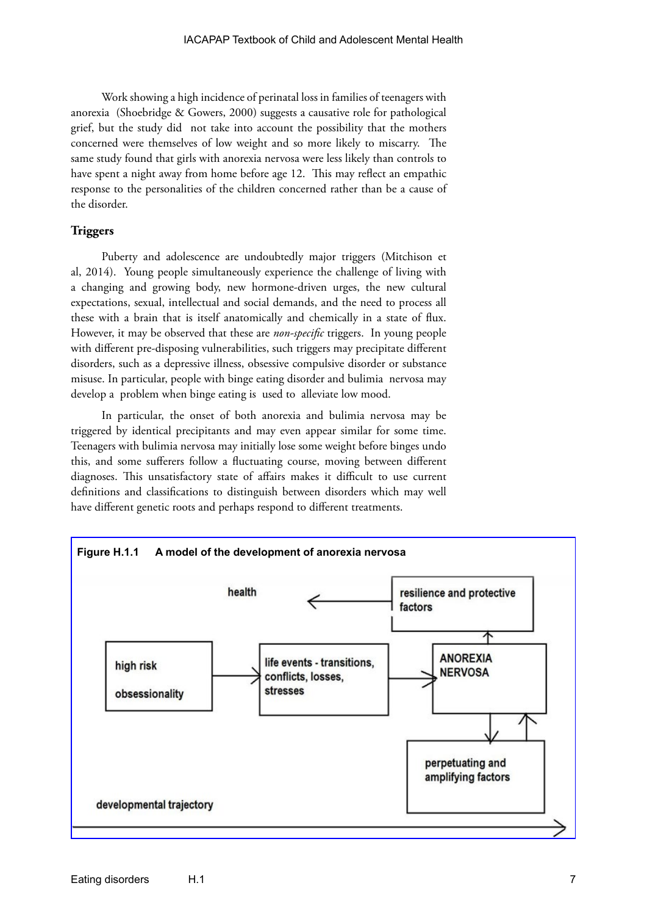Work showing a high incidence of perinatal loss in families of teenagers with anorexia (Shoebridge & Gowers, 2000) suggests a causative role for pathological grief, but the study did not take into account the possibility that the mothers concerned were themselves of low weight and so more likely to miscarry. The same study found that girls with anorexia nervosa were less likely than controls to have spent a night away from home before age 12. This may reflect an empathic response to the personalities of the children concerned rather than be a cause of the disorder.

### Triggers

Puberty and adolescence are undoubtedly major triggers (Mitchison et al, 2014). Young people simultaneously experience the challenge of living with a changing and growing body, new hormone-driven urges, the new cultural expectations, sexual, intellectual and social demands, and the need to process all these with a brain that is itself anatomically and chemically in a state of flux. However, it may be observed that these are *non-specific* triggers. In young people with different pre-disposing vulnerabilities, such triggers may precipitate different disorders, such as a depressive illness, obsessive compulsive disorder or substance misuse. In particular, people with binge eating disorder and bulimia nervosa may develop a problem when binge eating is used to alleviate low mood.

In particular, the onset of both anorexia and bulimia nervosa may be triggered by identical precipitants and may even appear similar for some time. Teenagers with bulimia nervosa may initially lose some weight before binges undo this, and some sufferers follow a fluctuating course, moving between different diagnoses. This unsatisfactory state of affairs makes it difficult to use current definitions and classifications to distinguish between disorders which may well have different genetic roots and perhaps respond to different treatments.

**Figure H.1.1 A model of the development of anorexia nervosa**

health ← resilience and protective factors

high risk / obsessionality → life events - transitions, conflicts, losses, stresses → ANOREXIA NERVOSA

ANOREXIA NERVOSA ↔ perpetuating and amplifying factors

developmental trajectory →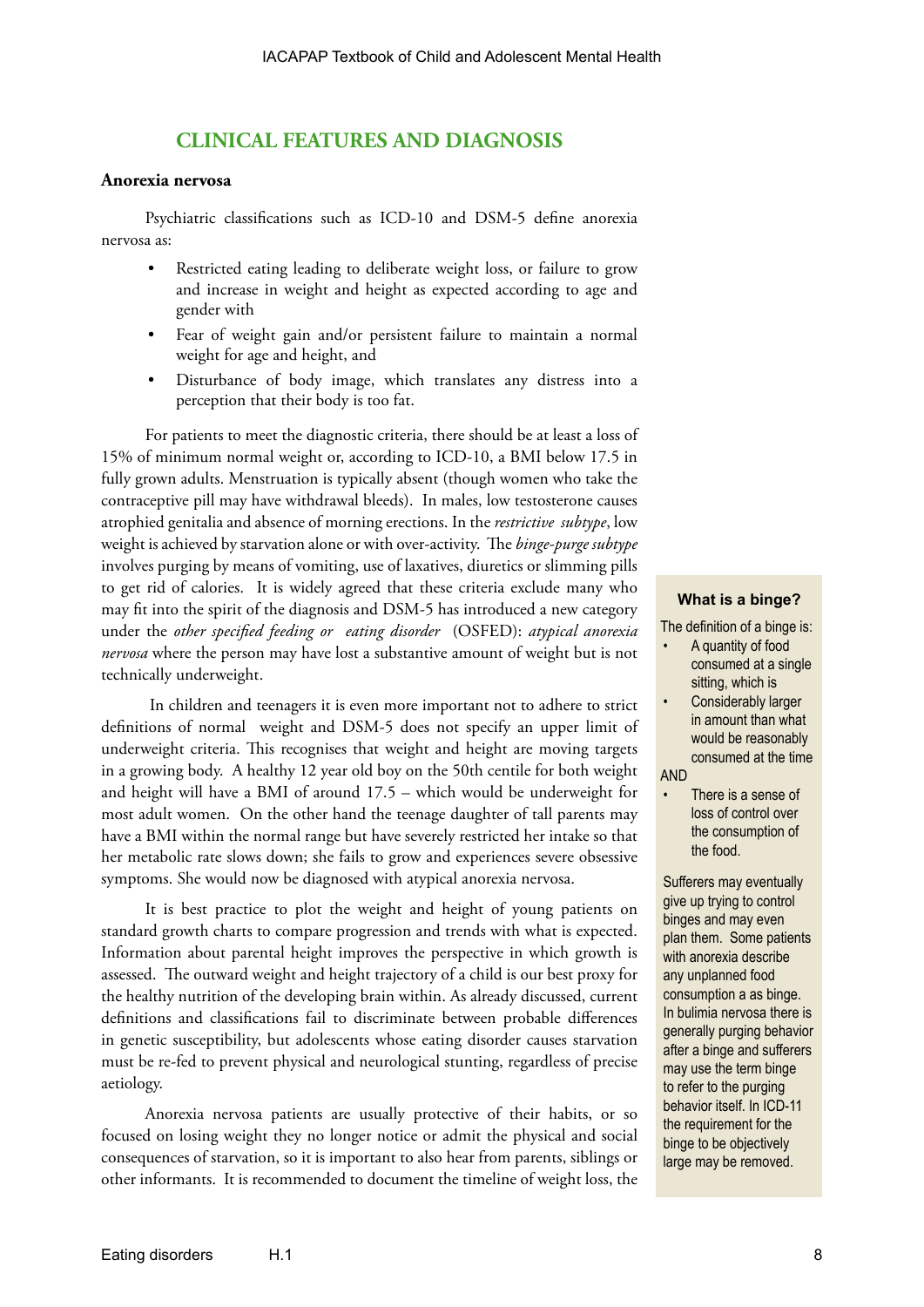## CLINICAL FEATURES AND DIAGNOSIS

### Anorexia nervosa

Psychiatric classifications such as ICD-10 and DSM-5 define anorexia nervosa as:

- Restricted eating leading to deliberate weight loss, or failure to grow and increase in weight and height as expected according to age and gender with
- Fear of weight gain and/or persistent failure to maintain a normal weight for age and height, and
- Disturbance of body image, which translates any distress into a perception that their body is too fat.

For patients to meet the diagnostic criteria, there should be at least a loss of 15% of minimum normal weight or, according to ICD-10, a BMI below 17.5 in fully grown adults. Menstruation is typically absent (though women who take the contraceptive pill may have withdrawal bleeds). In males, low testosterone causes atrophied genitalia and absence of morning erections. In the *restrictive subtype*, low weight is achieved by starvation alone or with over-activity. The *binge-purge subtype* involves purging by means of vomiting, use of laxatives, diuretics or slimming pills to get rid of calories. It is widely agreed that these criteria exclude many who may fit into the spirit of the diagnosis and DSM-5 has introduced a new category under the *other specified feeding or eating disorder* (OSFED): *atypical anorexia nervosa* where the person may have lost a substantive amount of weight but is not technically underweight.

In children and teenagers it is even more important not to adhere to strict definitions of normal weight and DSM-5 does not specify an upper limit of underweight criteria. This recognises that weight and height are moving targets in a growing body. A healthy 12 year old boy on the 50th centile for both weight and height will have a BMI of around 17.5 – which would be underweight for most adult women. On the other hand the teenage daughter of tall parents may have a BMI within the normal range but have severely restricted her intake so that her metabolic rate slows down; she fails to grow and experiences severe obsessive symptoms. She would now be diagnosed with atypical anorexia nervosa.

It is best practice to plot the weight and height of young patients on standard growth charts to compare progression and trends with what is expected. Information about parental height improves the perspective in which growth is assessed. The outward weight and height trajectory of a child is our best proxy for the healthy nutrition of the developing brain within. As already discussed, current definitions and classifications fail to discriminate between probable differences in genetic susceptibility, but adolescents whose eating disorder causes starvation must be re-fed to prevent physical and neurological stunting, regardless of precise aetiology.

Anorexia nervosa patients are usually protective of their habits, or so focused on losing weight they no longer notice or admit the physical and social consequences of starvation, so it is important to also hear from parents, siblings or other informants. It is recommended to document the timeline of weight loss, the

**What is a binge?**

The definition of a binge is:

- A quantity of food consumed at a single sitting, which is
- Considerably larger in amount than what would be reasonably consumed at the time

AND

- There is a sense of loss of control over the consumption of the food.

Sufferers may eventually give up trying to control binges and may even plan them. Some patients with anorexia describe any unplanned food consumption a as binge. In bulimia nervosa there is generally purging behavior after a binge and sufferers may use the term binge to refer to the purging behavior itself. In ICD-11 the requirement for the binge to be objectively large may be removed.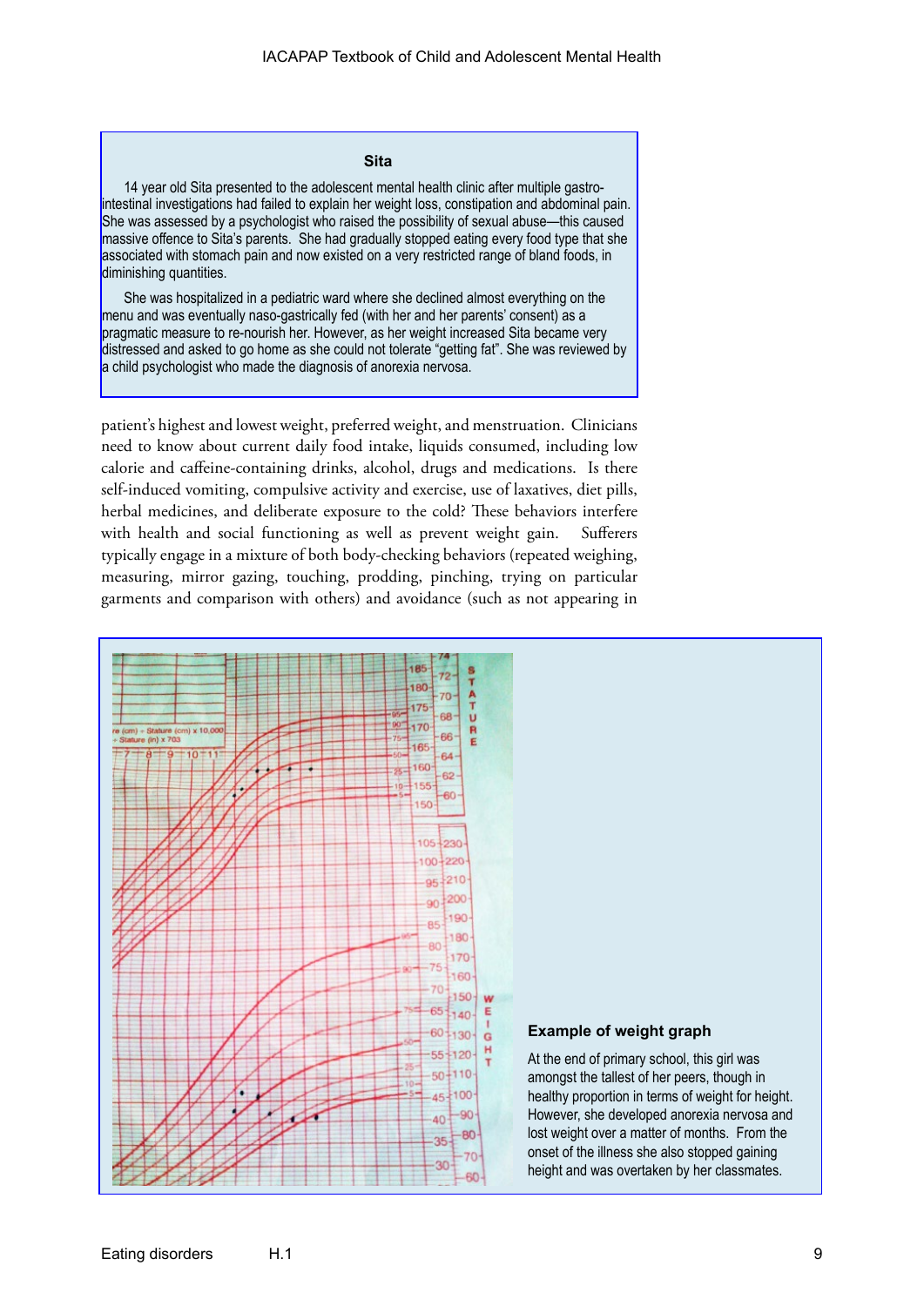**Sita**

14 year old Sita presented to the adolescent mental health clinic after multiple gastro-intestinal investigations had failed to explain her weight loss, constipation and abdominal pain. She was assessed by a psychologist who raised the possibility of sexual abuse—this caused massive offence to Sita's parents. She had gradually stopped eating every food type that she associated with stomach pain and now existed on a very restricted range of bland foods, in diminishing quantities.

She was hospitalized in a pediatric ward where she declined almost everything on the menu and was eventually naso-gastrically fed (with her and her parents' consent) as a pragmatic measure to re-nourish her. However, as her weight increased Sita became very distressed and asked to go home as she could not tolerate "getting fat". She was reviewed by a child psychologist who made the diagnosis of anorexia nervosa.

patient's highest and lowest weight, preferred weight, and menstruation. Clinicians need to know about current daily food intake, liquids consumed, including low calorie and caffeine-containing drinks, alcohol, drugs and medications. Is there self-induced vomiting, compulsive activity and exercise, use of laxatives, diet pills, herbal medicines, and deliberate exposure to the cold? These behaviors interfere with health and social functioning as well as prevent weight gain. Sufferers typically engage in a mixture of both body-checking behaviors (repeated weighing, measuring, mirror gazing, touching, prodding, pinching, trying on particular garments and comparison with others) and avoidance (such as not appearing in

**Example of weight graph**

At the end of primary school, this girl was amongst the tallest of her peers, though in healthy proportion in terms of weight for height. However, she developed anorexia nervosa and lost weight over a matter of months. From the onset of the illness she also stopped gaining height and was overtaken by her classmates.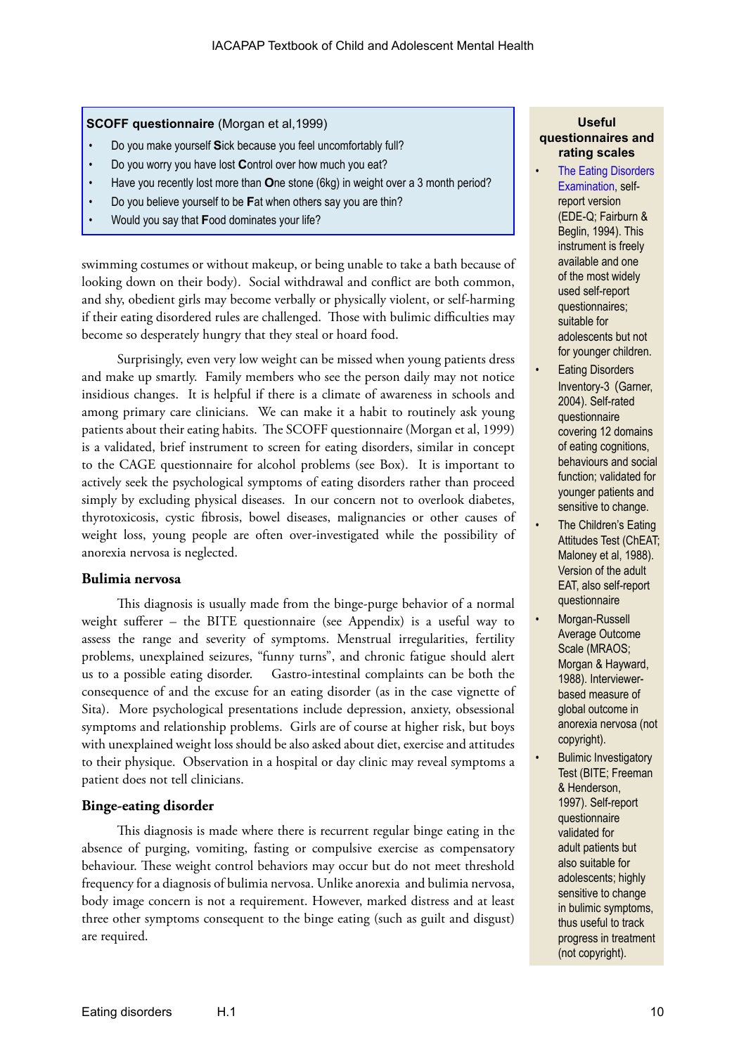**SCOFF questionnaire** (Morgan et al,1999)

- Do you make yourself **S**ick because you feel uncomfortably full?
- Do you worry you have lost **C**ontrol over how much you eat?
- Have you recently lost more than **O**ne stone (6kg) in weight over a 3 month period?
- Do you believe yourself to be **F**at when others say you are thin?
- Would you say that **F**ood dominates your life?

swimming costumes or without makeup, or being unable to take a bath because of looking down on their body). Social withdrawal and conflict are both common, and shy, obedient girls may become verbally or physically violent, or self-harming if their eating disordered rules are challenged. Those with bulimic difficulties may become so desperately hungry that they steal or hoard food.

Surprisingly, even very low weight can be missed when young patients dress and make up smartly. Family members who see the person daily may not notice insidious changes. It is helpful if there is a climate of awareness in schools and among primary care clinicians. We can make it a habit to routinely ask young patients about their eating habits. The SCOFF questionnaire (Morgan et al, 1999) is a validated, brief instrument to screen for eating disorders, similar in concept to the CAGE questionnaire for alcohol problems (see Box). It is important to actively seek the psychological symptoms of eating disorders rather than proceed simply by excluding physical diseases. In our concern not to overlook diabetes, thyrotoxicosis, cystic fibrosis, bowel diseases, malignancies or other causes of weight loss, young people are often over-investigated while the possibility of anorexia nervosa is neglected.

### Bulimia nervosa

This diagnosis is usually made from the binge-purge behavior of a normal weight sufferer – the BITE questionnaire (see Appendix) is a useful way to assess the range and severity of symptoms. Menstrual irregularities, fertility problems, unexplained seizures, "funny turns", and chronic fatigue should alert us to a possible eating disorder. Gastro-intestinal complaints can be both the consequence of and the excuse for an eating disorder (as in the case vignette of Sita). More psychological presentations include depression, anxiety, obsessional symptoms and relationship problems. Girls are of course at higher risk, but boys with unexplained weight loss should be also asked about diet, exercise and attitudes to their physique. Observation in a hospital or day clinic may reveal symptoms a patient does not tell clinicians.

### Binge-eating disorder

This diagnosis is made where there is recurrent regular binge eating in the absence of purging, vomiting, fasting or compulsive exercise as compensatory behaviour. These weight control behaviors may occur but do not meet threshold frequency for a diagnosis of bulimia nervosa. Unlike anorexia and bulimia nervosa, body image concern is not a requirement. However, marked distress and at least three other symptoms consequent to the binge eating (such as guilt and disgust) are required.

**Useful questionnaires and rating scales**

- The Eating Disorders Examination, self-report version (EDE-Q; Fairburn & Beglin, 1994). This instrument is freely available and one of the most widely used self-report questionnaires; suitable for adolescents but not for younger children.
- Eating Disorders Inventory-3 (Garner, 2004). Self-rated questionnaire covering 12 domains of eating cognitions, behaviours and social function; validated for younger patients and sensitive to change.
- The Children's Eating Attitudes Test (ChEAT; Maloney et al, 1988). Version of the adult EAT, also self-report questionnaire
- Morgan-Russell Average Outcome Scale (MRAOS; Morgan & Hayward, 1988). Interviewer-based measure of global outcome in anorexia nervosa (not copyright).
- Bulimic Investigatory Test (BITE; Freeman & Henderson, 1997). Self-report questionnaire validated for adult patients but also suitable for adolescents; highly sensitive to change in bulimic symptoms, thus useful to track progress in treatment (not copyright).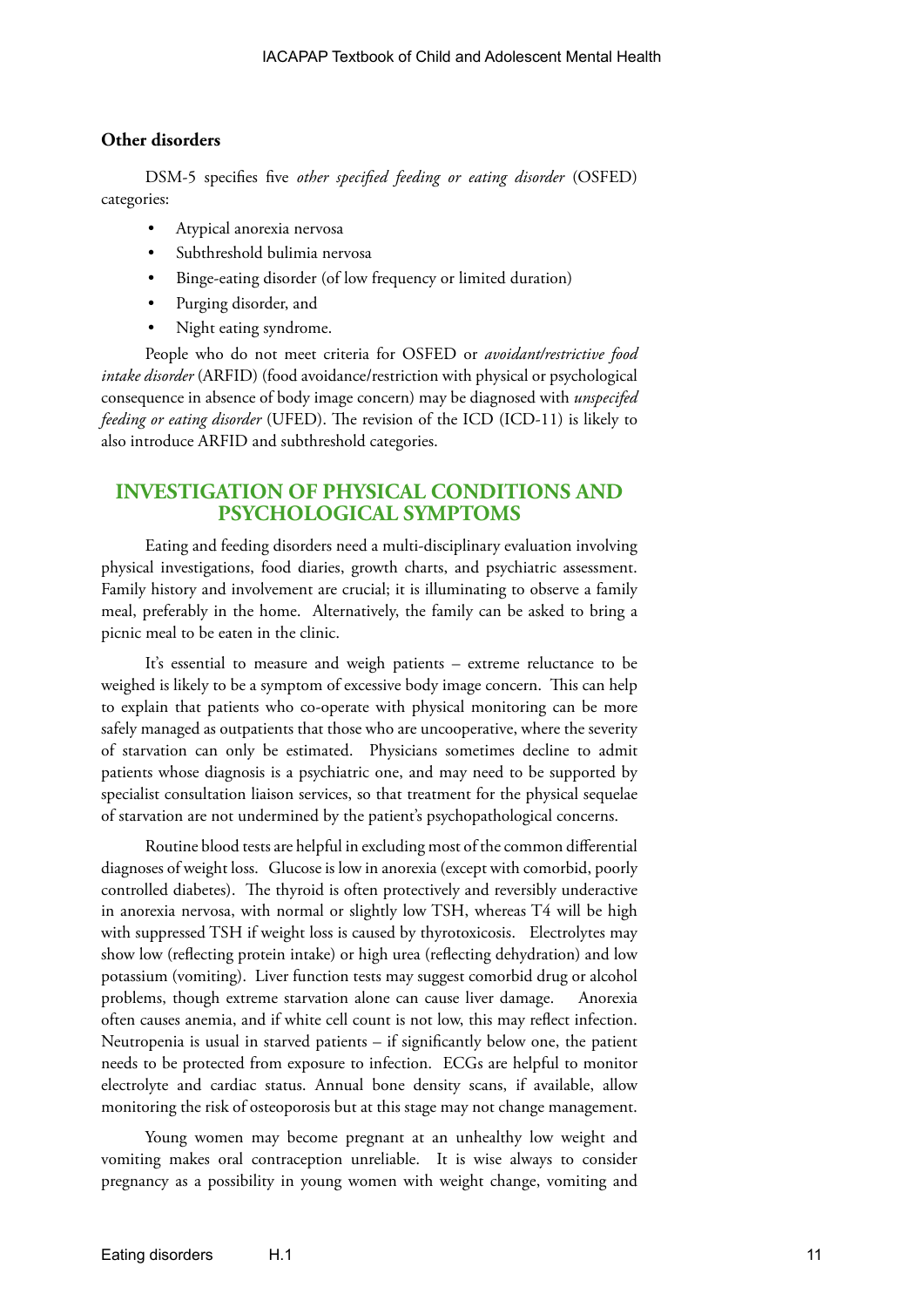### Other disorders

DSM-5 specifies five *other specified feeding or eating disorder* (OSFED) categories:

- Atypical anorexia nervosa
- Subthreshold bulimia nervosa
- Binge-eating disorder (of low frequency or limited duration)
- Purging disorder, and
- Night eating syndrome.

People who do not meet criteria for OSFED or *avoidant/restrictive food intake disorder* (ARFID) (food avoidance/restriction with physical or psychological consequence in absence of body image concern) may be diagnosed with *unspecifed feeding or eating disorder* (UFED). The revision of the ICD (ICD-11) is likely to also introduce ARFID and subthreshold categories.

## INVESTIGATION OF PHYSICAL CONDITIONS AND PSYCHOLOGICAL SYMPTOMS

Eating and feeding disorders need a multi-disciplinary evaluation involving physical investigations, food diaries, growth charts, and psychiatric assessment. Family history and involvement are crucial; it is illuminating to observe a family meal, preferably in the home. Alternatively, the family can be asked to bring a picnic meal to be eaten in the clinic.

It's essential to measure and weigh patients – extreme reluctance to be weighed is likely to be a symptom of excessive body image concern. This can help to explain that patients who co-operate with physical monitoring can be more safely managed as outpatients that those who are uncooperative, where the severity of starvation can only be estimated. Physicians sometimes decline to admit patients whose diagnosis is a psychiatric one, and may need to be supported by specialist consultation liaison services, so that treatment for the physical sequelae of starvation are not undermined by the patient's psychopathological concerns.

Routine blood tests are helpful in excluding most of the common differential diagnoses of weight loss. Glucose is low in anorexia (except with comorbid, poorly controlled diabetes). The thyroid is often protectively and reversibly underactive in anorexia nervosa, with normal or slightly low TSH, whereas T4 will be high with suppressed TSH if weight loss is caused by thyrotoxicosis. Electrolytes may show low (reflecting protein intake) or high urea (reflecting dehydration) and low potassium (vomiting). Liver function tests may suggest comorbid drug or alcohol problems, though extreme starvation alone can cause liver damage. Anorexia often causes anemia, and if white cell count is not low, this may reflect infection. Neutropenia is usual in starved patients – if significantly below one, the patient needs to be protected from exposure to infection. ECGs are helpful to monitor electrolyte and cardiac status. Annual bone density scans, if available, allow monitoring the risk of osteoporosis but at this stage may not change management.

Young women may become pregnant at an unhealthy low weight and vomiting makes oral contraception unreliable. It is wise always to consider pregnancy as a possibility in young women with weight change, vomiting and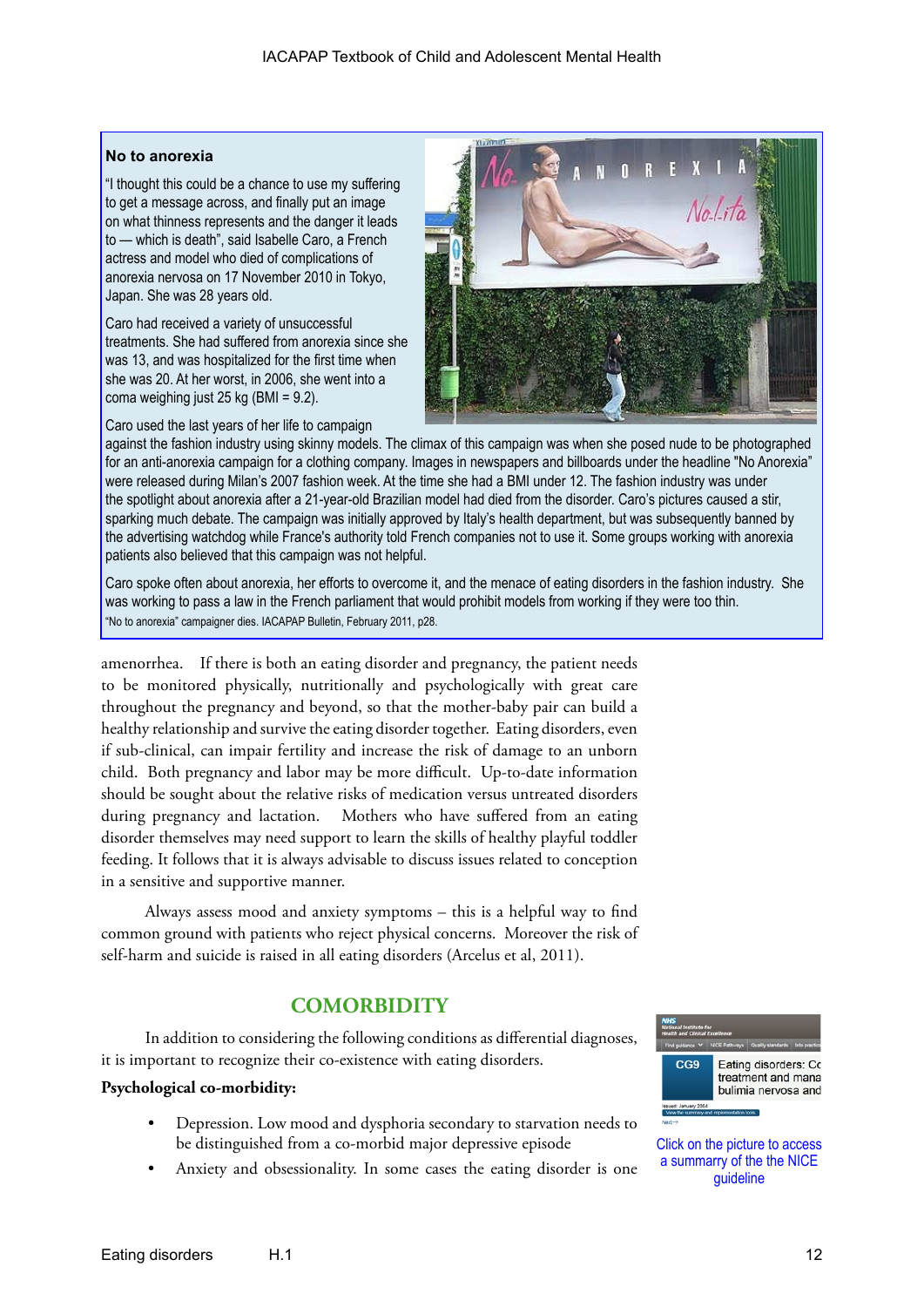**No to anorexia**

"I thought this could be a chance to use my suffering to get a message across, and finally put an image on what thinness represents and the danger it leads to — which is death", said Isabelle Caro, a French actress and model who died of complications of anorexia nervosa on 17 November 2010 in Tokyo, Japan. She was 28 years old.

Caro had received a variety of unsuccessful treatments. She had suffered from anorexia since she was 13, and was hospitalized for the first time when she was 20. At her worst, in 2006, she went into a coma weighing just 25 kg (BMI = 9.2).

Caro used the last years of her life to campaign against the fashion industry using skinny models. The climax of this campaign was when she posed nude to be photographed for an anti-anorexia campaign for a clothing company. Images in newspapers and billboards under the headline "No Anorexia" were released during Milan's 2007 fashion week. At the time she had a BMI under 12. The fashion industry was under the spotlight about anorexia after a 21-year-old Brazilian model had died from the disorder. Caro's pictures caused a stir, sparking much debate. The campaign was initially approved by Italy's health department, but was subsequently banned by the advertising watchdog while France's authority told French companies not to use it. Some groups working with anorexia patients also believed that this campaign was not helpful.

Caro spoke often about anorexia, her efforts to overcome it, and the menace of eating disorders in the fashion industry. She was working to pass a law in the French parliament that would prohibit models from working if they were too thin.

"No to anorexia" campaigner dies. IACAPAP Bulletin, February 2011, p28.

amenorrhea. If there is both an eating disorder and pregnancy, the patient needs to be monitored physically, nutritionally and psychologically with great care throughout the pregnancy and beyond, so that the mother-baby pair can build a healthy relationship and survive the eating disorder together. Eating disorders, even if sub-clinical, can impair fertility and increase the risk of damage to an unborn child. Both pregnancy and labor may be more difficult. Up-to-date information should be sought about the relative risks of medication versus untreated disorders during pregnancy and lactation. Mothers who have suffered from an eating disorder themselves may need support to learn the skills of healthy playful toddler feeding. It follows that it is always advisable to discuss issues related to conception in a sensitive and supportive manner.

Always assess mood and anxiety symptoms – this is a helpful way to find common ground with patients who reject physical concerns. Moreover the risk of self-harm and suicide is raised in all eating disorders (Arcelus et al, 2011).

## COMORBIDITY

In addition to considering the following conditions as differential diagnoses, it is important to recognize their co-existence with eating disorders.

**Psychological co-morbidity:**

- Depression. Low mood and dysphoria secondary to starvation needs to be distinguished from a co-morbid major depressive episode
- Anxiety and obsessionality. In some cases the eating disorder is one

Click on the picture to access a summarry of the the NICE guideline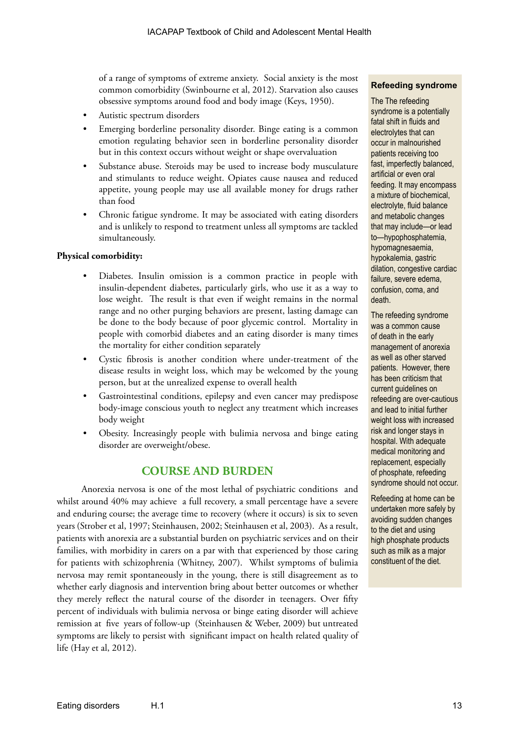of a range of symptoms of extreme anxiety. Social anxiety is the most common comorbidity (Swinbourne et al, 2012). Starvation also causes obsessive symptoms around food and body image (Keys, 1950).

- Autistic spectrum disorders
- Emerging borderline personality disorder. Binge eating is a common emotion regulating behavior seen in borderline personality disorder but in this context occurs without weight or shape overvaluation
- Substance abuse. Steroids may be used to increase body musculature and stimulants to reduce weight. Opiates cause nausea and reduced appetite, young people may use all available money for drugs rather than food
- Chronic fatigue syndrome. It may be associated with eating disorders and is unlikely to respond to treatment unless all symptoms are tackled simultaneously.

**Physical comorbidity:**

- Diabetes. Insulin omission is a common practice in people with insulin-dependent diabetes, particularly girls, who use it as a way to lose weight. The result is that even if weight remains in the normal range and no other purging behaviors are present, lasting damage can be done to the body because of poor glycemic control. Mortality in people with comorbid diabetes and an eating disorder is many times the mortality for either condition separately
- Cystic fibrosis is another condition where under-treatment of the disease results in weight loss, which may be welcomed by the young person, but at the unrealized expense to overall health
- Gastrointestinal conditions, epilepsy and even cancer may predispose body-image conscious youth to neglect any treatment which increases body weight
- Obesity. Increasingly people with bulimia nervosa and binge eating disorder are overweight/obese.

## COURSE AND BURDEN

Anorexia nervosa is one of the most lethal of psychiatric conditions and whilst around 40% may achieve a full recovery, a small percentage have a severe and enduring course; the average time to recovery (where it occurs) is six to seven years (Strober et al, 1997; Steinhausen, 2002; Steinhausen et al, 2003). As a result, patients with anorexia are a substantial burden on psychiatric services and on their families, with morbidity in carers on a par with that experienced by those caring for patients with schizophrenia (Whitney, 2007). Whilst symptoms of bulimia nervosa may remit spontaneously in the young, there is still disagreement as to whether early diagnosis and intervention bring about better outcomes or whether they merely reflect the natural course of the disorder in teenagers. Over fifty percent of individuals with bulimia nervosa or binge eating disorder will achieve remission at five years of follow-up (Steinhausen & Weber, 2009) but untreated symptoms are likely to persist with significant impact on health related quality of life (Hay et al, 2012).

**Refeeding syndrome**

The The refeeding syndrome is a potentially fatal shift in fluids and electrolytes that can occur in malnourished patients receiving too fast, imperfectly balanced, artificial or even oral feeding. It may encompass a mixture of biochemical, electrolyte, fluid balance and metabolic changes that may include—or lead to—hypophosphatemia, hypomagnesaemia, hypokalemia, gastric dilation, congestive cardiac failure, severe edema, confusion, coma, and death.

The refeeding syndrome was a common cause of death in the early management of anorexia as well as other starved patients. However, there has been criticism that current guidelines on refeeding are over-cautious and lead to initial further weight loss with increased risk and longer stays in hospital. With adequate medical monitoring and replacement, especially of phosphate, refeeding syndrome should not occur.

Refeeding at home can be undertaken more safely by avoiding sudden changes to the diet and using high phosphate products such as milk as a major constituent of the diet.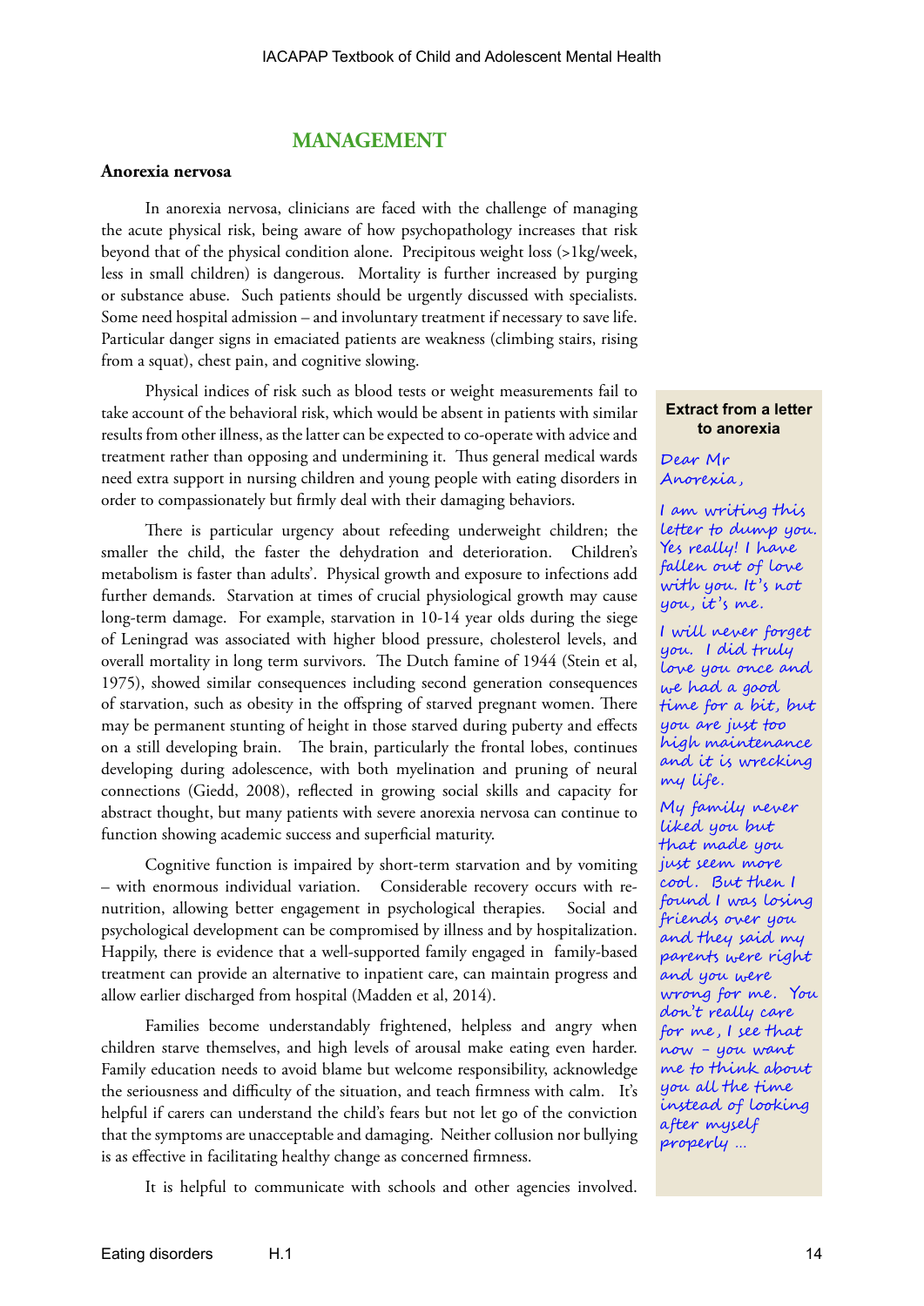## MANAGEMENT

### Anorexia nervosa

In anorexia nervosa, clinicians are faced with the challenge of managing the acute physical risk, being aware of how psychopathology increases that risk beyond that of the physical condition alone. Precipitous weight loss (>1kg/week, less in small children) is dangerous. Mortality is further increased by purging or substance abuse. Such patients should be urgently discussed with specialists. Some need hospital admission – and involuntary treatment if necessary to save life. Particular danger signs in emaciated patients are weakness (climbing stairs, rising from a squat), chest pain, and cognitive slowing.

Physical indices of risk such as blood tests or weight measurements fail to take account of the behavioral risk, which would be absent in patients with similar results from other illness, as the latter can be expected to co-operate with advice and treatment rather than opposing and undermining it. Thus general medical wards need extra support in nursing children and young people with eating disorders in order to compassionately but firmly deal with their damaging behaviors.

There is particular urgency about refeeding underweight children; the smaller the child, the faster the dehydration and deterioration. Children's metabolism is faster than adults'. Physical growth and exposure to infections add further demands. Starvation at times of crucial physiological growth may cause long-term damage. For example, starvation in 10-14 year olds during the siege of Leningrad was associated with higher blood pressure, cholesterol levels, and overall mortality in long term survivors. The Dutch famine of 1944 (Stein et al, 1975), showed similar consequences including second generation consequences of starvation, such as obesity in the offspring of starved pregnant women. There may be permanent stunting of height in those starved during puberty and effects on a still developing brain. The brain, particularly the frontal lobes, continues developing during adolescence, with both myelination and pruning of neural connections (Giedd, 2008), reflected in growing social skills and capacity for abstract thought, but many patients with severe anorexia nervosa can continue to function showing academic success and superficial maturity.

Cognitive function is impaired by short-term starvation and by vomiting – with enormous individual variation. Considerable recovery occurs with re-nutrition, allowing better engagement in psychological therapies. Social and psychological development can be compromised by illness and by hospitalization. Happily, there is evidence that a well-supported family engaged in family-based treatment can provide an alternative to inpatient care, can maintain progress and allow earlier discharged from hospital (Madden et al, 2014).

Families become understandably frightened, helpless and angry when children starve themselves, and high levels of arousal make eating even harder. Family education needs to avoid blame but welcome responsibility, acknowledge the seriousness and difficulty of the situation, and teach firmness with calm. It's helpful if carers can understand the child's fears but not let go of the conviction that the symptoms are unacceptable and damaging. Neither collusion nor bullying is as effective in facilitating healthy change as concerned firmness.

It is helpful to communicate with schools and other agencies involved.

**Extract from a letter to anorexia**

*Dear Mr Anorexia,*

*I am writing this letter to dump you. Yes really! I have fallen out of love with you. It's not you, it's me.*

*I will never forget you. I did truly love you once and we had a good time for a bit, but you are just too high maintenance and it is wrecking my life.*

*My family never liked you but that made you just seem more cool. But then I found I was losing friends over you and they said my parents were right and you were wrong for me. You don't really care for me, I see that now – you want me to think about you all the time instead of looking after myself properly …*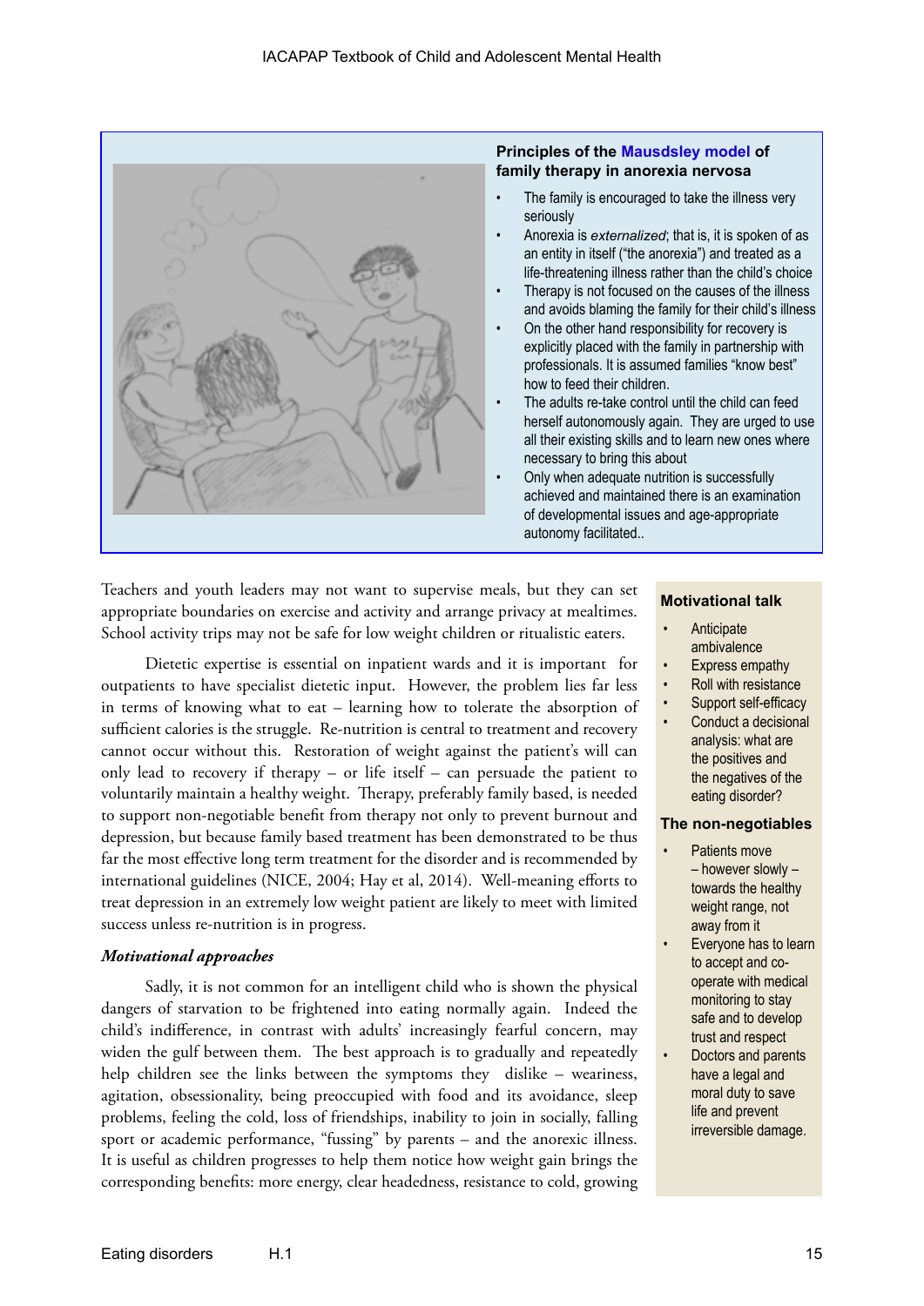**Principles of the Mausdsley model of family therapy in anorexia nervosa**

- The family is encouraged to take the illness very seriously
- Anorexia is *externalized*; that is, it is spoken of as an entity in itself ("the anorexia") and treated as a life-threatening illness rather than the child's choice
- Therapy is not focused on the causes of the illness and avoids blaming the family for their child's illness
- On the other hand responsibility for recovery is explicitly placed with the family in partnership with professionals. It is assumed families "know best" how to feed their children.
- The adults re-take control until the child can feed herself autonomously again. They are urged to use all their existing skills and to learn new ones where necessary to bring this about
- Only when adequate nutrition is successfully achieved and maintained there is an examination of developmental issues and age-appropriate autonomy facilitated..

Teachers and youth leaders may not want to supervise meals, but they can set appropriate boundaries on exercise and activity and arrange privacy at mealtimes. School activity trips may not be safe for low weight children or ritualistic eaters.

Dietetic expertise is essential on inpatient wards and it is important for outpatients to have specialist dietetic input. However, the problem lies far less in terms of knowing what to eat – learning how to tolerate the absorption of sufficient calories is the struggle. Re-nutrition is central to treatment and recovery cannot occur without this. Restoration of weight against the patient's will can only lead to recovery if therapy – or life itself – can persuade the patient to voluntarily maintain a healthy weight. Therapy, preferably family based, is needed to support non-negotiable benefit from therapy not only to prevent burnout and depression, but because family based treatment has been demonstrated to be thus far the most effective long term treatment for the disorder and is recommended by international guidelines (NICE, 2004; Hay et al, 2014). Well-meaning efforts to treat depression in an extremely low weight patient are likely to meet with limited success unless re-nutrition is in progress.

***Motivational approaches***

Sadly, it is not common for an intelligent child who is shown the physical dangers of starvation to be frightened into eating normally again. Indeed the child's indifference, in contrast with adults' increasingly fearful concern, may widen the gulf between them. The best approach is to gradually and repeatedly help children see the links between the symptoms they dislike – weariness, agitation, obsessionality, being preoccupied with food and its avoidance, sleep problems, feeling the cold, loss of friendships, inability to join in socially, falling sport or academic performance, "fussing" by parents – and the anorexic illness. It is useful as children progresses to help them notice how weight gain brings the corresponding benefits: more energy, clear headedness, resistance to cold, growing

**Motivational talk**

- Anticipate ambivalence
- Express empathy
- Roll with resistance
- Support self-efficacy
- Conduct a decisional analysis: what are the positives and the negatives of the eating disorder?

**The non-negotiables**

- Patients move – however slowly – towards the healthy weight range, not away from it
- Everyone has to learn to accept and co-operate with medical monitoring to stay safe and to develop trust and respect
- Doctors and parents have a legal and moral duty to save life and prevent irreversible damage.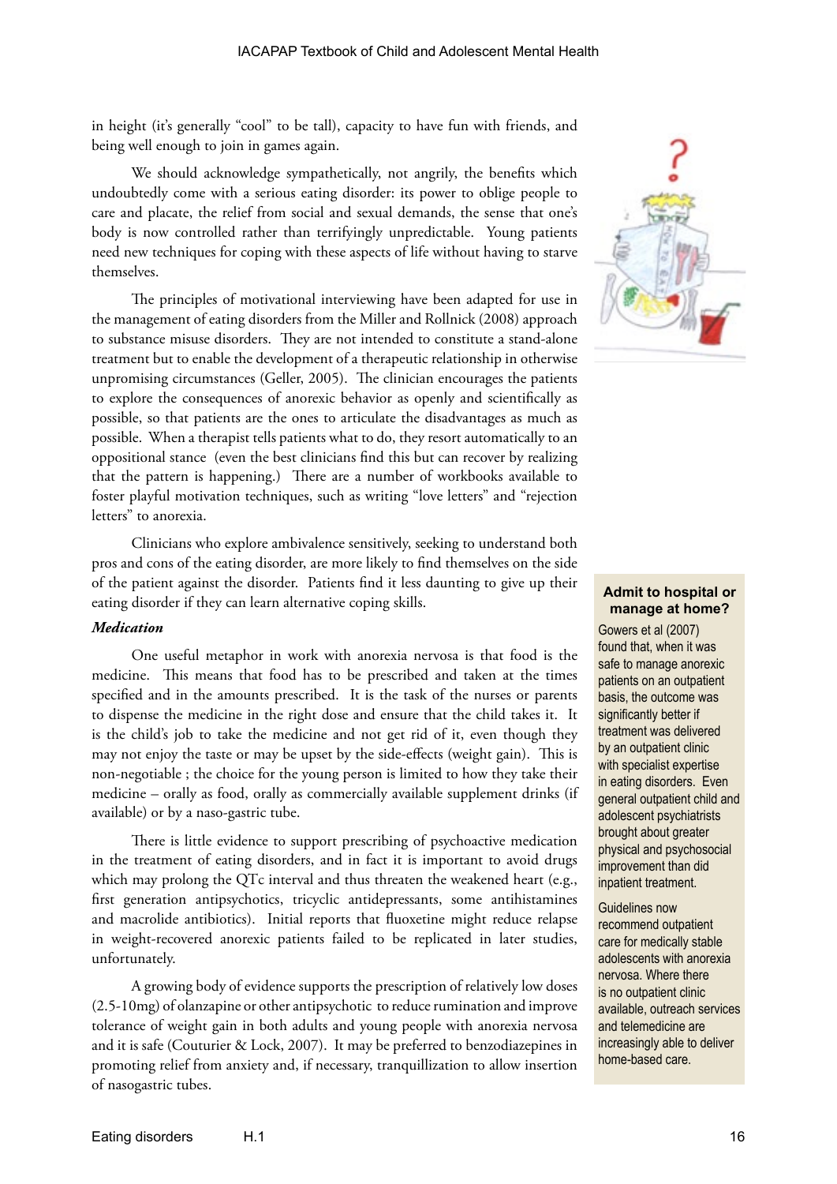in height (it's generally "cool" to be tall), capacity to have fun with friends, and being well enough to join in games again.

We should acknowledge sympathetically, not angrily, the benefits which undoubtedly come with a serious eating disorder: its power to oblige people to care and placate, the relief from social and sexual demands, the sense that one's body is now controlled rather than terrifyingly unpredictable. Young patients need new techniques for coping with these aspects of life without having to starve themselves.

The principles of motivational interviewing have been adapted for use in the management of eating disorders from the Miller and Rollnick (2008) approach to substance misuse disorders. They are not intended to constitute a stand-alone treatment but to enable the development of a therapeutic relationship in otherwise unpromising circumstances (Geller, 2005). The clinician encourages the patients to explore the consequences of anorexic behavior as openly and scientifically as possible, so that patients are the ones to articulate the disadvantages as much as possible. When a therapist tells patients what to do, they resort automatically to an oppositional stance (even the best clinicians find this but can recover by realizing that the pattern is happening.) There are a number of workbooks available to foster playful motivation techniques, such as writing "love letters" and "rejection letters" to anorexia.

Clinicians who explore ambivalence sensitively, seeking to understand both pros and cons of the eating disorder, are more likely to find themselves on the side of the patient against the disorder. Patients find it less daunting to give up their eating disorder if they can learn alternative coping skills.

***Medication***

One useful metaphor in work with anorexia nervosa is that food is the medicine. This means that food has to be prescribed and taken at the times specified and in the amounts prescribed. It is the task of the nurses or parents to dispense the medicine in the right dose and ensure that the child takes it. It is the child's job to take the medicine and not get rid of it, even though they may not enjoy the taste or may be upset by the side-effects (weight gain). This is non-negotiable ; the choice for the young person is limited to how they take their medicine – orally as food, orally as commercially available supplement drinks (if available) or by a naso-gastric tube.

There is little evidence to support prescribing of psychoactive medication in the treatment of eating disorders, and in fact it is important to avoid drugs which may prolong the QTc interval and thus threaten the weakened heart (e.g., first generation antipsychotics, tricyclic antidepressants, some antihistamines and macrolide antibiotics). Initial reports that fluoxetine might reduce relapse in weight-recovered anorexic patients failed to be replicated in later studies, unfortunately.

A growing body of evidence supports the prescription of relatively low doses (2.5-10mg) of olanzapine or other antipsychotic to reduce rumination and improve tolerance of weight gain in both adults and young people with anorexia nervosa and it is safe (Couturier & Lock, 2007). It may be preferred to benzodiazepines in promoting relief from anxiety and, if necessary, tranquillization to allow insertion of nasogastric tubes.

**Admit to hospital or manage at home?**

Gowers et al (2007) found that, when it was safe to manage anorexic patients on an outpatient basis, the outcome was significantly better if treatment was delivered by an outpatient clinic with specialist expertise in eating disorders. Even general outpatient child and adolescent psychiatrists brought about greater physical and psychosocial improvement than did inpatient treatment.

Guidelines now recommend outpatient care for medically stable adolescents with anorexia nervosa. Where there is no outpatient clinic available, outreach services and telemedicine are increasingly able to deliver home-based care.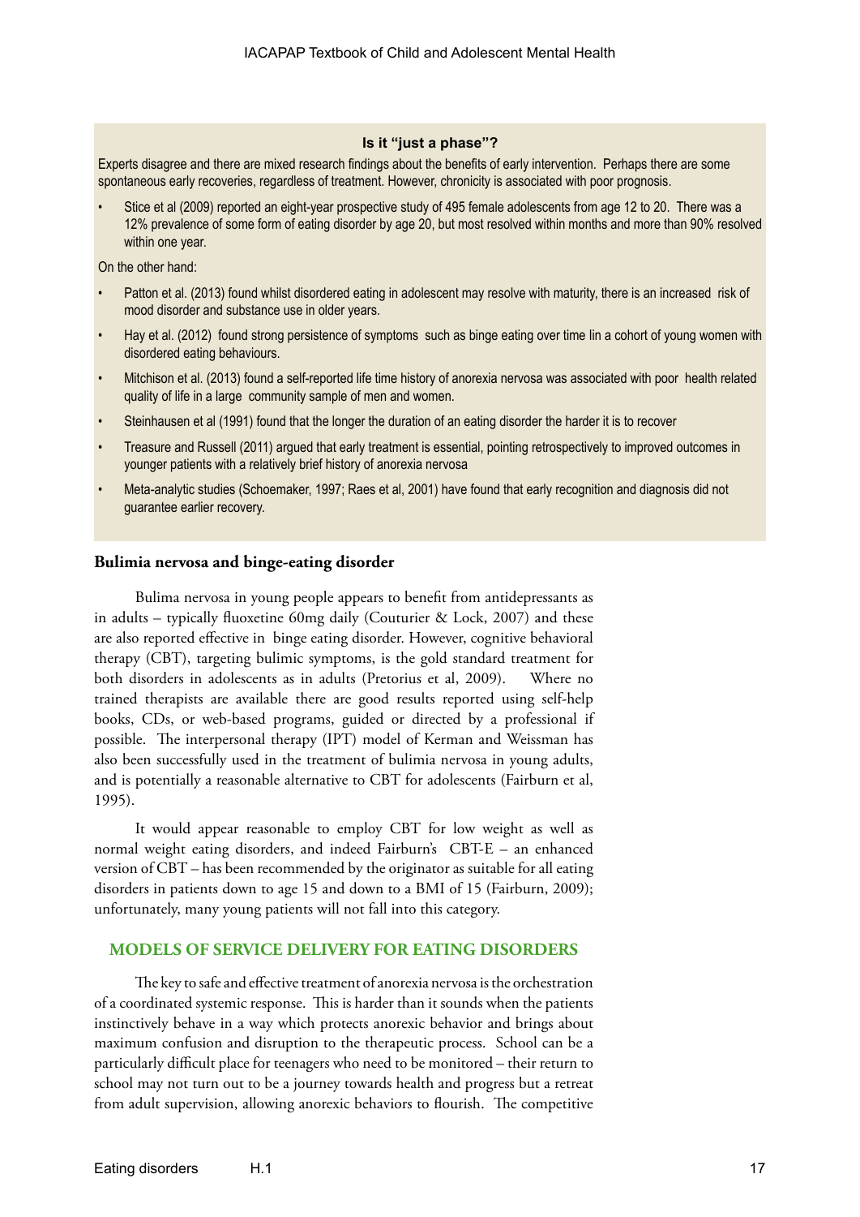**Is it "just a phase"?**

Experts disagree and there are mixed research findings about the benefits of early intervention. Perhaps there are some spontaneous early recoveries, regardless of treatment. However, chronicity is associated with poor prognosis.

- Stice et al (2009) reported an eight-year prospective study of 495 female adolescents from age 12 to 20. There was a 12% prevalence of some form of eating disorder by age 20, but most resolved within months and more than 90% resolved within one year.

On the other hand:

- Patton et al. (2013) found whilst disordered eating in adolescent may resolve with maturity, there is an increased risk of mood disorder and substance use in older years.
- Hay et al. (2012) found strong persistence of symptoms such as binge eating over time lin a cohort of young women with disordered eating behaviours.
- Mitchison et al. (2013) found a self-reported life time history of anorexia nervosa was associated with poor health related quality of life in a large community sample of men and women.
- Steinhausen et al (1991) found that the longer the duration of an eating disorder the harder it is to recover
- Treasure and Russell (2011) argued that early treatment is essential, pointing retrospectively to improved outcomes in younger patients with a relatively brief history of anorexia nervosa
- Meta-analytic studies (Schoemaker, 1997; Raes et al, 2001) have found that early recognition and diagnosis did not guarantee earlier recovery.

### Bulimia nervosa and binge-eating disorder

Bulima nervosa in young people appears to benefit from antidepressants as in adults – typically fluoxetine 60mg daily (Couturier & Lock, 2007) and these are also reported effective in binge eating disorder. However, cognitive behavioral therapy (CBT), targeting bulimic symptoms, is the gold standard treatment for both disorders in adolescents as in adults (Pretorius et al, 2009). Where no trained therapists are available there are good results reported using self-help books, CDs, or web-based programs, guided or directed by a professional if possible. The interpersonal therapy (IPT) model of Kerman and Weissman has also been successfully used in the treatment of bulimia nervosa in young adults, and is potentially a reasonable alternative to CBT for adolescents (Fairburn et al, 1995).

It would appear reasonable to employ CBT for low weight as well as normal weight eating disorders, and indeed Fairburn's CBT-E – an enhanced version of CBT – has been recommended by the originator as suitable for all eating disorders in patients down to age 15 and down to a BMI of 15 (Fairburn, 2009); unfortunately, many young patients will not fall into this category.

## MODELS OF SERVICE DELIVERY FOR EATING DISORDERS

The key to safe and effective treatment of anorexia nervosa is the orchestration of a coordinated systemic response. This is harder than it sounds when the patients instinctively behave in a way which protects anorexic behavior and brings about maximum confusion and disruption to the therapeutic process. School can be a particularly difficult place for teenagers who need to be monitored – their return to school may not turn out to be a journey towards health and progress but a retreat from adult supervision, allowing anorexic behaviors to flourish. The competitive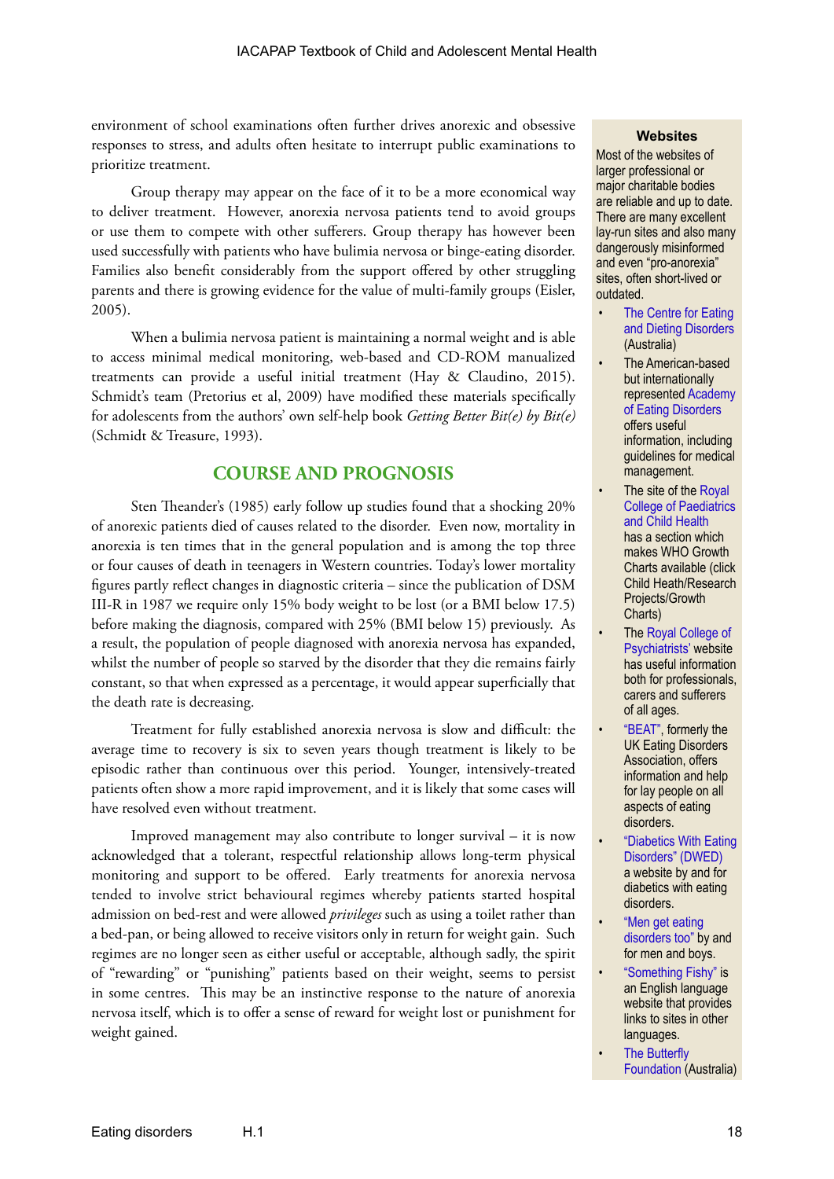environment of school examinations often further drives anorexic and obsessive responses to stress, and adults often hesitate to interrupt public examinations to prioritize treatment.

Group therapy may appear on the face of it to be a more economical way to deliver treatment. However, anorexia nervosa patients tend to avoid groups or use them to compete with other sufferers. Group therapy has however been used successfully with patients who have bulimia nervosa or binge-eating disorder. Families also benefit considerably from the support offered by other struggling parents and there is growing evidence for the value of multi-family groups (Eisler, 2005).

When a bulimia nervosa patient is maintaining a normal weight and is able to access minimal medical monitoring, web-based and CD-ROM manualized treatments can provide a useful initial treatment (Hay & Claudino, 2015). Schmidt's team (Pretorius et al, 2009) have modified these materials specifically for adolescents from the authors' own self-help book *Getting Better Bit(e) by Bit(e)* (Schmidt & Treasure, 1993).

## COURSE AND PROGNOSIS

Sten Theander's (1985) early follow up studies found that a shocking 20% of anorexic patients died of causes related to the disorder. Even now, mortality in anorexia is ten times that in the general population and is among the top three or four causes of death in teenagers in Western countries. Today's lower mortality figures partly reflect changes in diagnostic criteria – since the publication of DSM III-R in 1987 we require only 15% body weight to be lost (or a BMI below 17.5) before making the diagnosis, compared with 25% (BMI below 15) previously. As a result, the population of people diagnosed with anorexia nervosa has expanded, whilst the number of people so starved by the disorder that they die remains fairly constant, so that when expressed as a percentage, it would appear superficially that the death rate is decreasing.

Treatment for fully established anorexia nervosa is slow and difficult: the average time to recovery is six to seven years though treatment is likely to be episodic rather than continuous over this period. Younger, intensively-treated patients often show a more rapid improvement, and it is likely that some cases will have resolved even without treatment.

Improved management may also contribute to longer survival – it is now acknowledged that a tolerant, respectful relationship allows long-term physical monitoring and support to be offered. Early treatments for anorexia nervosa tended to involve strict behavioural regimes whereby patients started hospital admission on bed-rest and were allowed *privileges* such as using a toilet rather than a bed-pan, or being allowed to receive visitors only in return for weight gain. Such regimes are no longer seen as either useful or acceptable, although sadly, the spirit of "rewarding" or "punishing" patients based on their weight, seems to persist in some centres. This may be an instinctive response to the nature of anorexia nervosa itself, which is to offer a sense of reward for weight lost or punishment for weight gained.

**Websites**

Most of the websites of larger professional or major charitable bodies are reliable and up to date. There are many excellent lay-run sites and also many dangerously misinformed and even "pro-anorexia" sites, often short-lived or outdated.

- The Centre for Eating and Dieting Disorders (Australia)
- The American-based but internationally represented Academy of Eating Disorders offers useful information, including guidelines for medical management.
- The site of the Royal College of Paediatrics and Child Health has a section which makes WHO Growth Charts available (click Child Heath/Research Projects/Growth Charts)
- The Royal College of Psychiatrists' website has useful information both for professionals, carers and sufferers of all ages.
- "BEAT", formerly the UK Eating Disorders Association, offers information and help for lay people on all aspects of eating disorders.
- "Diabetics With Eating Disorders" (DWED) a website by and for diabetics with eating disorders.
- "Men get eating disorders too" by and for men and boys.
- "Something Fishy" is an English language website that provides links to sites in other languages.
- The Butterfly Foundation (Australia)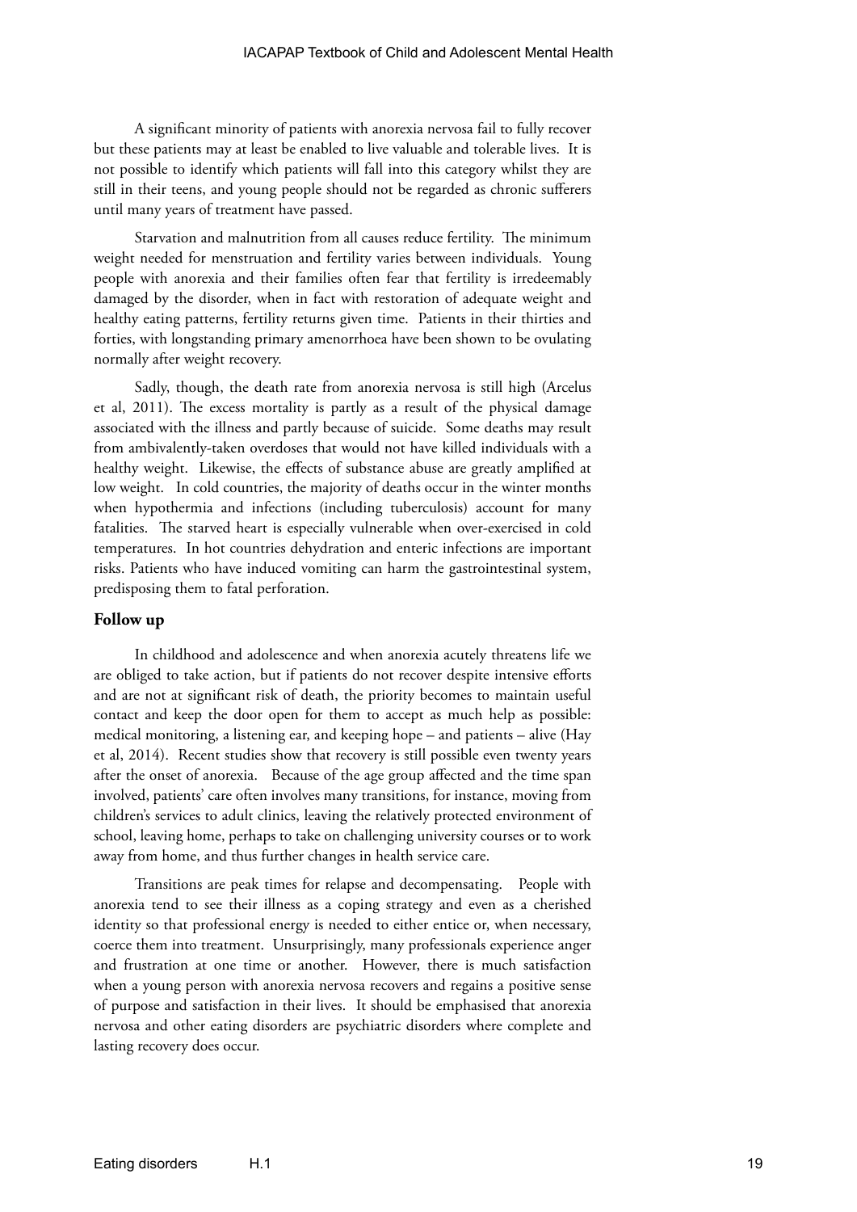A significant minority of patients with anorexia nervosa fail to fully recover but these patients may at least be enabled to live valuable and tolerable lives. It is not possible to identify which patients will fall into this category whilst they are still in their teens, and young people should not be regarded as chronic sufferers until many years of treatment have passed.

Starvation and malnutrition from all causes reduce fertility. The minimum weight needed for menstruation and fertility varies between individuals. Young people with anorexia and their families often fear that fertility is irredeemably damaged by the disorder, when in fact with restoration of adequate weight and healthy eating patterns, fertility returns given time. Patients in their thirties and forties, with longstanding primary amenorrhoea have been shown to be ovulating normally after weight recovery.

Sadly, though, the death rate from anorexia nervosa is still high (Arcelus et al, 2011). The excess mortality is partly as a result of the physical damage associated with the illness and partly because of suicide. Some deaths may result from ambivalently-taken overdoses that would not have killed individuals with a healthy weight. Likewise, the effects of substance abuse are greatly amplified at low weight. In cold countries, the majority of deaths occur in the winter months when hypothermia and infections (including tuberculosis) account for many fatalities. The starved heart is especially vulnerable when over-exercised in cold temperatures. In hot countries dehydration and enteric infections are important risks. Patients who have induced vomiting can harm the gastrointestinal system, predisposing them to fatal perforation.

## Follow up

In childhood and adolescence and when anorexia acutely threatens life we are obliged to take action, but if patients do not recover despite intensive efforts and are not at significant risk of death, the priority becomes to maintain useful contact and keep the door open for them to accept as much help as possible: medical monitoring, a listening ear, and keeping hope – and patients – alive (Hay et al, 2014). Recent studies show that recovery is still possible even twenty years after the onset of anorexia. Because of the age group affected and the time span involved, patients' care often involves many transitions, for instance, moving from children's services to adult clinics, leaving the relatively protected environment of school, leaving home, perhaps to take on challenging university courses or to work away from home, and thus further changes in health service care.

Transitions are peak times for relapse and decompensating. People with anorexia tend to see their illness as a coping strategy and even as a cherished identity so that professional energy is needed to either entice or, when necessary, coerce them into treatment. Unsurprisingly, many professionals experience anger and frustration at one time or another. However, there is much satisfaction when a young person with anorexia nervosa recovers and regains a positive sense of purpose and satisfaction in their lives. It should be emphasised that anorexia nervosa and other eating disorders are psychiatric disorders where complete and lasting recovery does occur.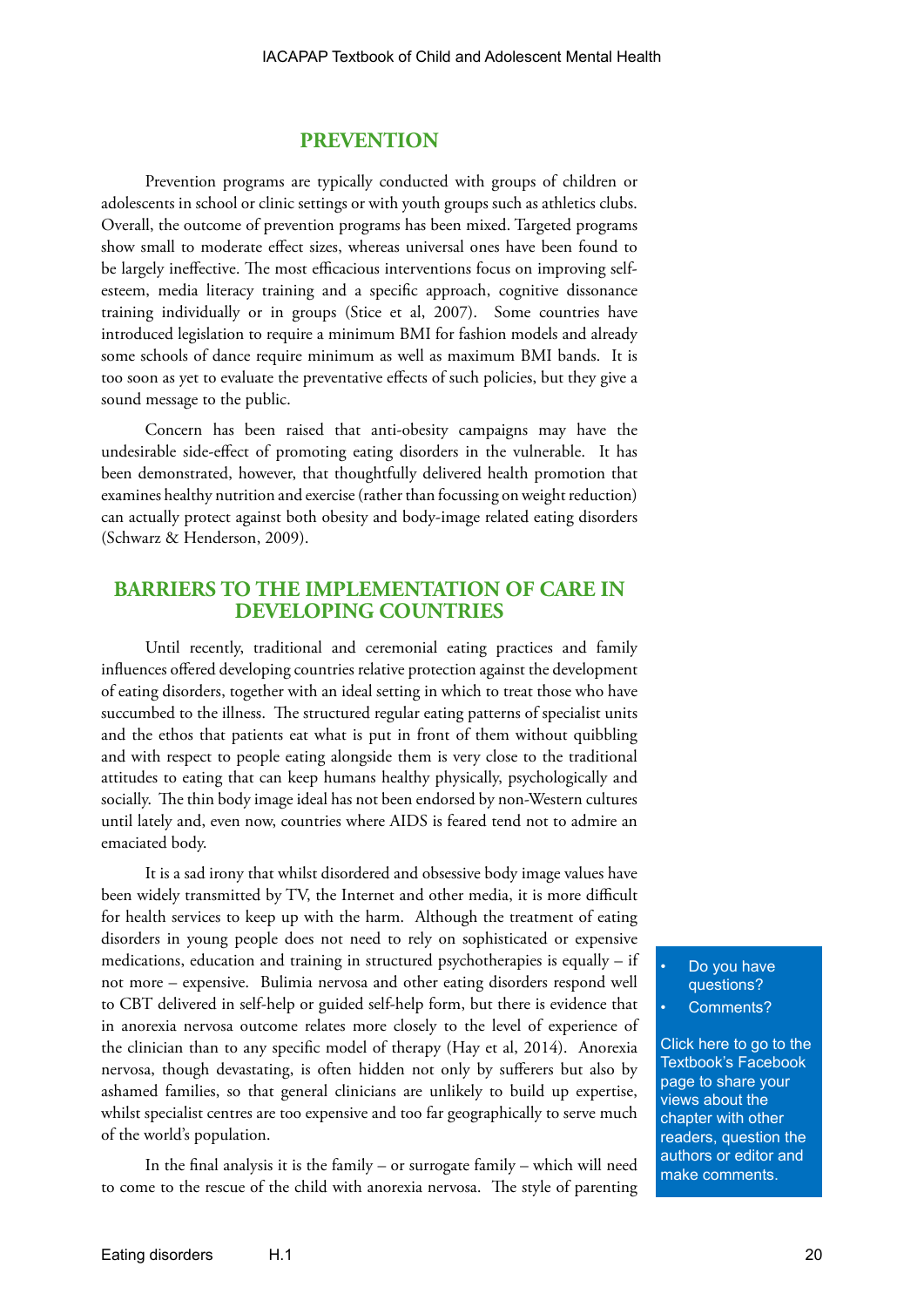## PREVENTION

Prevention programs are typically conducted with groups of children or adolescents in school or clinic settings or with youth groups such as athletics clubs. Overall, the outcome of prevention programs has been mixed. Targeted programs show small to moderate effect sizes, whereas universal ones have been found to be largely ineffective. The most efficacious interventions focus on improving self-esteem, media literacy training and a specific approach, cognitive dissonance training individually or in groups (Stice et al, 2007). Some countries have introduced legislation to require a minimum BMI for fashion models and already some schools of dance require minimum as well as maximum BMI bands. It is too soon as yet to evaluate the preventative effects of such policies, but they give a sound message to the public.

Concern has been raised that anti-obesity campaigns may have the undesirable side-effect of promoting eating disorders in the vulnerable. It has been demonstrated, however, that thoughtfully delivered health promotion that examines healthy nutrition and exercise (rather than focussing on weight reduction) can actually protect against both obesity and body-image related eating disorders (Schwarz & Henderson, 2009).

## BARRIERS TO THE IMPLEMENTATION OF CARE IN DEVELOPING COUNTRIES

Until recently, traditional and ceremonial eating practices and family influences offered developing countries relative protection against the development of eating disorders, together with an ideal setting in which to treat those who have succumbed to the illness. The structured regular eating patterns of specialist units and the ethos that patients eat what is put in front of them without quibbling and with respect to people eating alongside them is very close to the traditional attitudes to eating that can keep humans healthy physically, psychologically and socially. The thin body image ideal has not been endorsed by non-Western cultures until lately and, even now, countries where AIDS is feared tend not to admire an emaciated body.

It is a sad irony that whilst disordered and obsessive body image values have been widely transmitted by TV, the Internet and other media, it is more difficult for health services to keep up with the harm. Although the treatment of eating disorders in young people does not need to rely on sophisticated or expensive medications, education and training in structured psychotherapies is equally – if not more – expensive. Bulimia nervosa and other eating disorders respond well to CBT delivered in self-help or guided self-help form, but there is evidence that in anorexia nervosa outcome relates more closely to the level of experience of the clinician than to any specific model of therapy (Hay et al, 2014). Anorexia nervosa, though devastating, is often hidden not only by sufferers but also by ashamed families, so that general clinicians are unlikely to build up expertise, whilst specialist centres are too expensive and too far geographically to serve much of the world's population.

In the final analysis it is the family – or surrogate family – which will need to come to the rescue of the child with anorexia nervosa. The style of parenting

- Do you have questions?
- Comments?

Click here to go to the Textbook's Facebook page to share your views about the chapter with other readers, question the authors or editor and make comments.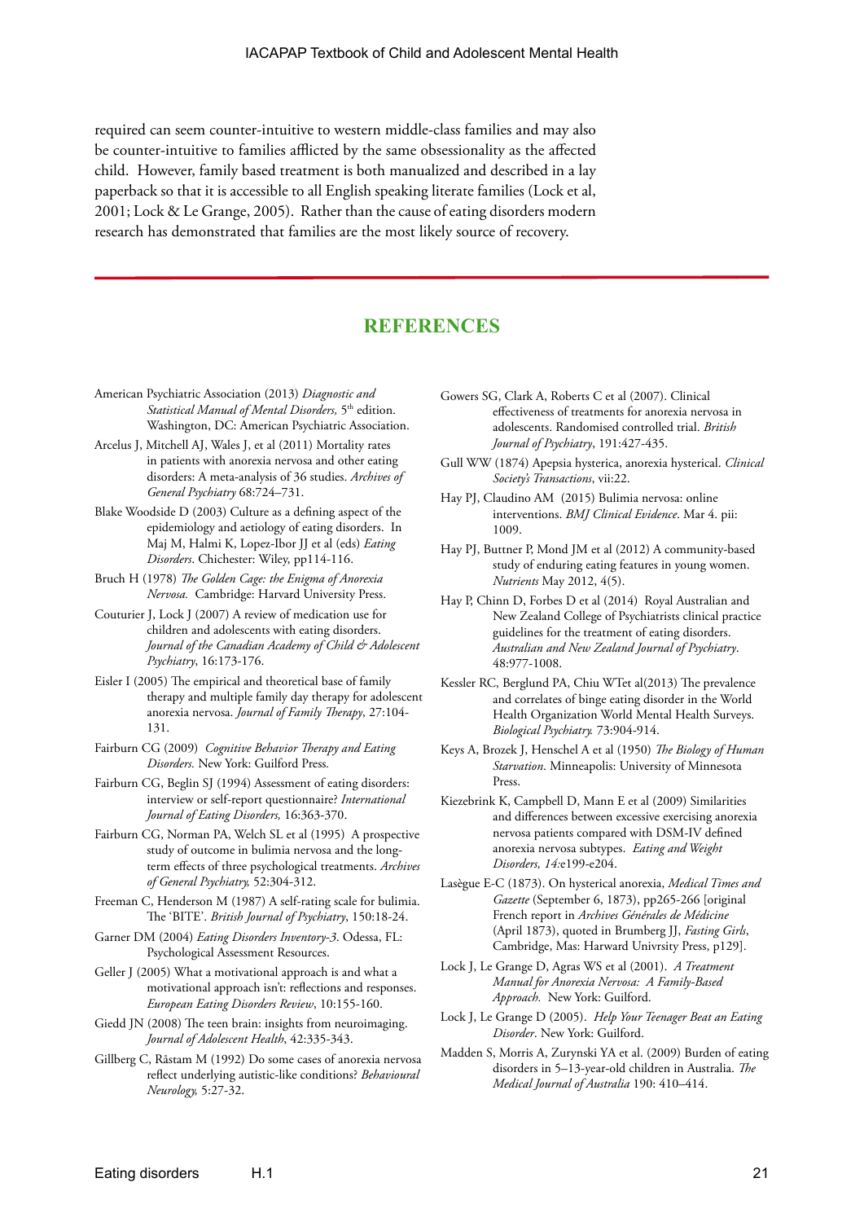required can seem counter-intuitive to western middle-class families and may also be counter-intuitive to families afflicted by the same obsessionality as the affected child. However, family based treatment is both manualized and described in a lay paperback so that it is accessible to all English speaking literate families (Lock et al, 2001; Lock & Le Grange, 2005). Rather than the cause of eating disorders modern research has demonstrated that families are the most likely source of recovery.

## REFERENCES

American Psychiatric Association (2013) *Diagnostic and Statistical Manual of Mental Disorders,* 5th edition. Washington, DC: American Psychiatric Association.

Arcelus J, Mitchell AJ, Wales J, et al (2011) Mortality rates in patients with anorexia nervosa and other eating disorders: A meta-analysis of 36 studies. *Archives of General Psychiatry* 68:724–731.

Blake Woodside D (2003) Culture as a defining aspect of the epidemiology and aetiology of eating disorders. In Maj M, Halmi K, Lopez-Ibor JJ et al (eds) *Eating Disorders*. Chichester: Wiley, pp114-116.

Bruch H (1978) *The Golden Cage: the Enigma of Anorexia Nervosa.* Cambridge: Harvard University Press.

Couturier J, Lock J (2007) A review of medication use for children and adolescents with eating disorders. *Journal of the Canadian Academy of Child & Adolescent Psychiatry*, 16:173-176.

Eisler I (2005) The empirical and theoretical base of family therapy and multiple family day therapy for adolescent anorexia nervosa. *Journal of Family Therapy*, 27:104-131.

Fairburn CG (2009) *Cognitive Behavior Therapy and Eating Disorders.* New York: Guilford Press.

Fairburn CG, Beglin SJ (1994) Assessment of eating disorders: interview or self-report questionnaire? *International Journal of Eating Disorders,* 16:363-370.

Fairburn CG, Norman PA, Welch SL et al (1995) A prospective study of outcome in bulimia nervosa and the long-term effects of three psychological treatments. *Archives of General Psychiatry,* 52:304-312.

Freeman C, Henderson M (1987) A self-rating scale for bulimia. The 'BITE'. *British Journal of Psychiatry*, 150:18-24.

Garner DM (2004) *Eating Disorders Inventory-3*. Odessa, FL: Psychological Assessment Resources.

Geller J (2005) What a motivational approach is and what a motivational approach isn't: reflections and responses. *European Eating Disorders Review*, 10:155-160.

Giedd JN (2008) The teen brain: insights from neuroimaging. *Journal of Adolescent Health*, 42:335-343.

Gillberg C, Råstam M (1992) Do some cases of anorexia nervosa reflect underlying autistic-like conditions? *Behavioural Neurology,* 5:27-32.

Gowers SG, Clark A, Roberts C et al (2007). Clinical effectiveness of treatments for anorexia nervosa in adolescents. Randomised controlled trial. *British Journal of Psychiatry*, 191:427-435.

Gull WW (1874) Apepsia hysterica, anorexia hysterical. *Clinical Society's Transactions*, vii:22.

Hay PJ, Claudino AM (2015) Bulimia nervosa: online interventions. *BMJ Clinical Evidence*. Mar 4. pii: 1009.

Hay PJ, Buttner P, Mond JM et al (2012) A community-based study of enduring eating features in young women. *Nutrients* May 2012, 4(5).

Hay P, Chinn D, Forbes D et al (2014) Royal Australian and New Zealand College of Psychiatrists clinical practice guidelines for the treatment of eating disorders. *Australian and New Zealand Journal of Psychiatry*. 48:977-1008.

Kessler RC, Berglund PA, Chiu WTet al(2013) The prevalence and correlates of binge eating disorder in the World Health Organization World Mental Health Surveys. *Biological Psychiatry.* 73:904-914.

Keys A, Brozek J, Henschel A et al (1950) *The Biology of Human Starvation*. Minneapolis: University of Minnesota Press.

Kiezebrink K, Campbell D, Mann E et al (2009) Similarities and differences between excessive exercising anorexia nervosa patients compared with DSM-IV defined anorexia nervosa subtypes. *Eating and Weight Disorders, 14:*e199-e204.

Lasègue E-C (1873). On hysterical anorexia, *Medical Times and Gazette* (September 6, 1873), pp265-266 [original French report in *Archives Générales de Médicine* (April 1873), quoted in Brumberg JJ, *Fasting Girls*, Cambridge, Mas: Harward Univrsity Press, p129].

Lock J, Le Grange D, Agras WS et al (2001). *A Treatment Manual for Anorexia Nervosa: A Family-Based Approach.* New York: Guilford.

Lock J, Le Grange D (2005). *Help Your Teenager Beat an Eating Disorder*. New York: Guilford.

Madden S, Morris A, Zurynski YA et al. (2009) Burden of eating disorders in 5–13-year-old children in Australia. *The Medical Journal of Australia* 190: 410–414.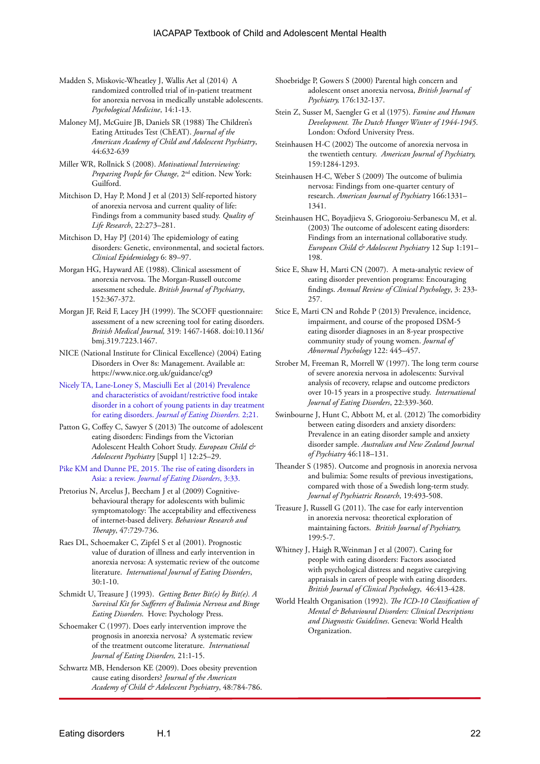Madden S, Miskovic-Wheatley J, Wallis Aet al (2014) A randomized controlled trial of in-patient treatment for anorexia nervosa in medically unstable adolescents. *Psychological Medicine*, 14:1-13.

Maloney MJ, McGuire JB, Daniels SR (1988) The Children's Eating Attitudes Test (ChEAT). *Journal of the American Academy of Child and Adolescent Psychiatry*, 44:632-639

Miller WR, Rollnick S (2008). *Motivational Interviewing: Preparing People for Change,* 2nd edition. New York: Guilford.

Mitchison D, Hay P, Mond J et al (2013) Self-reported history of anorexia nervosa and current quality of life: Findings from a community based study. *Quality of Life Research*, 22:273–281.

Mitchison D, Hay PJ (2014) The epidemiology of eating disorders: Genetic, environmental, and societal factors. *Clinical Epidemiology* 6: 89–97.

Morgan HG, Hayward AE (1988). Clinical assessment of anorexia nervosa. The Morgan-Russell outcome assessment schedule. *British Journal of Psychiatry*, 152:367-372.

Morgan JF, Reid F, Lacey JH (1999). The SCOFF questionnaire: assessment of a new screening tool for eating disorders. *British Medical Journal,* 319: 1467-1468. doi:10.1136/bmj.319.7223.1467.

NICE (National Institute for Clinical Excellence) (2004) Eating Disorders in Over 8s: Management. Available at: https://www.nice.org.uk/guidance/cg9

Nicely TA, Lane-Loney S, Masciulli Eet al (2014) Prevalence and characteristics of avoidant/restrictive food intake disorder in a cohort of young patients in day treatment for eating disorders. *Journal of Eating Disorders.* 2;21.

Patton G, Coffey C, Sawyer S (2013) The outcome of adolescent eating disorders: Findings from the Victorian Adolescent Health Cohort Study. *European Child & Adolescent Psychiatry* [Suppl 1] 12:25–29.

Pike KM and Dunne PE, 2015. The rise of eating disorders in Asia: a review. *Journal of Eating Disorders*, 3:33.

Pretorius N, Arcelus J, Beecham J et al (2009) Cognitive-behavioural therapy for adolescents with bulimic symptomatology: The acceptability and effectiveness of internet-based delivery. *Behaviour Research and Therapy*, 47:729-736.

Raes DL, Schoemaker C, Zipfel S et al (2001). Prognostic value of duration of illness and early intervention in anorexia nervosa: A systematic review of the outcome literature. *International Journal of Eating Disorders*, 30:1-10.

Schmidt U, Treasure J (1993). *Getting Better Bit(e) by Bit(e). A Survival Kit for Sufferers of Bulimia Nervosa and Binge Eating Disorders*. Hove: Psychology Press.

Schoemaker C (1997). Does early intervention improve the prognosis in anorexia nervosa? A systematic review of the treatment outcome literature. *International Journal of Eating Disorders,* 21:1-15.

Schwartz MB, Henderson KE (2009). Does obesity prevention cause eating disorders? *Journal of the American Academy of Child & Adolescent Psychiatry*, 48:784-786.

Shoebridge P, Gowers S (2000) Parental high concern and adolescent onset anorexia nervosa, *British Journal of Psychiatry,* 176:132-137.

Stein Z, Susser M, Saengler G et al (1975). *Famine and Human Development. The Dutch Hunger Winter of 1944-1945.* London: Oxford University Press.

Steinhausen H-C (2002) The outcome of anorexia nervosa in the twentieth century. *American Journal of Psychiatry,* 159:1284-1293.

Steinhausen H-C, Weber S (2009) The outcome of bulimia nervosa: Findings from one-quarter century of research. *American Journal of Psychiatry* 166:1331–1341.

Steinhausen HC, Boyadjieva S, Griogoroiu-Serbanescu M, et al. (2003) The outcome of adolescent eating disorders: Findings from an international collaborative study. *European Child & Adolescent Psychiatry* 12 Sup 1:191–198.

Stice E, Shaw H, Marti CN (2007). A meta-analytic review of eating disorder prevention programs: Encouraging findings. *Annual Review of Clinical Psychology*, 3: 233-257.

Stice E, Marti CN and Rohde P (2013) Prevalence, incidence, impairment, and course of the proposed DSM-5 eating disorder diagnoses in an 8-year prospective community study of young women. *Journal of Abnormal Psychology* 122: 445–457.

Strober M, Freeman R, Morrell W (1997). The long term course of severe anorexia nervosa in adolescents: Survival analysis of recovery, relapse and outcome predictors over 10-15 years in a prospective study. *International Journal of Eating Disorders*, 22:339-360.

Swinbourne J, Hunt C, Abbott M, et al. (2012) The comorbidity between eating disorders and anxiety disorders: Prevalence in an eating disorder sample and anxiety disorder sample. *Australian and New Zealand Journal of Psychiatry* 46:118–131.

Theander S (1985). Outcome and prognosis in anorexia nervosa and bulimia: Some results of previous investigations, compared with those of a Swedish long-term study. *Journal of Psychiatric Research*, 19:493-508.

Treasure J, Russell G (2011). The case for early intervention in anorexia nervosa: theoretical exploration of maintaining factors. *British Journal of Psychiatry,* 199:5-7.

Whitney J, Haigh R,Weinman J et al (2007). Caring for people with eating disorders: Factors associated with psychological distress and negative caregiving appraisals in carers of people with eating disorders. *British Journal of Clinical Psychology*, 46:413-428.

World Health Organisation (1992). *The ICD-10 Classification of Mental & Behavioural Disorders: Clinical Descriptions and Diagnostic Guidelines*. Geneva: World Health Organization.